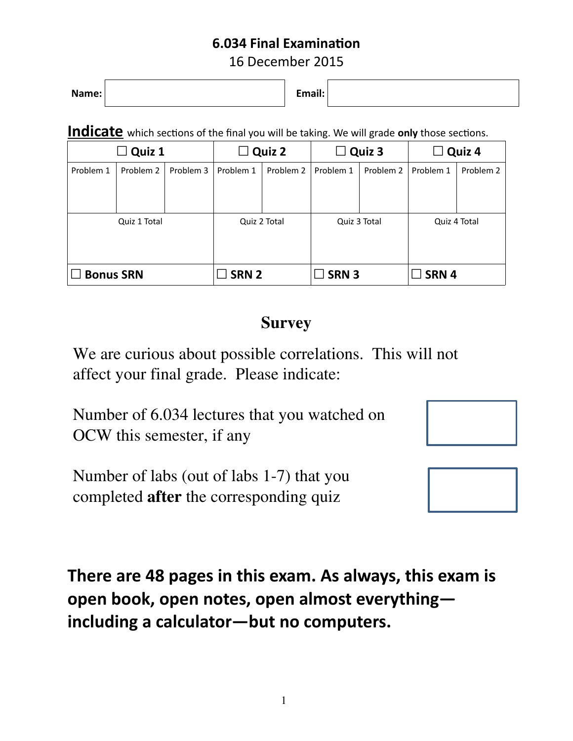# 6.034 Final Examination

16 December 2015

| Name: | | Email: | |
|---|---|---|---|

**Indicate** which sections of the final you will be taking. We will grade **only** those sections.

| ☐ **Quiz 1** | | | ☐ **Quiz 2** | | ☐ **Quiz 3** | | ☐ **Quiz 4** | |
|---|---|---|---|---|---|---|---|---|
| Problem 1 | Problem 2 | Problem 3 | Problem 1 | Problem 2 | Problem 1 | Problem 2 | Problem 1 | Problem 2 |
| Quiz 1 Total | | | Quiz 2 Total | | Quiz 3 Total | | Quiz 4 Total | |
| ☐ **Bonus SRN** | | | ☐ **SRN 2** | | ☐ **SRN 3** | | ☐ **SRN 4** | |

## Survey

We are curious about possible correlations. This will not affect your final grade. Please indicate:

| | |
|---|---|
| Number of 6.034 lectures that you watched on OCW this semester, if any | |
| Number of labs (out of labs 1-7) that you completed **after** the corresponding quiz | |

**There are 48 pages in this exam. As always, this exam is open book, open notes, open almost everything—including a calculator—but no computers.**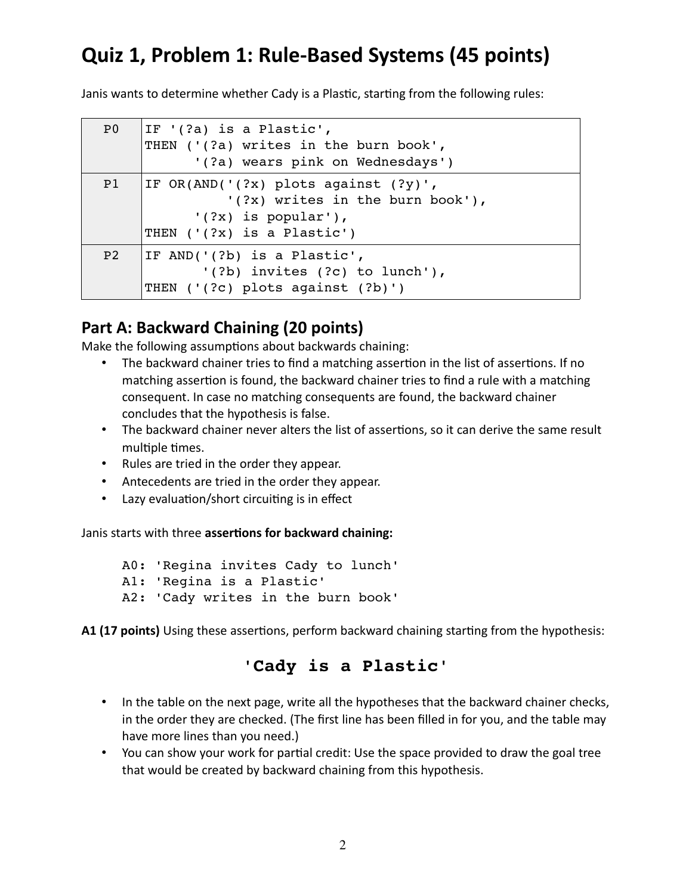# Quiz 1, Problem 1: Rule-Based Systems (45 points)

Janis wants to determine whether Cady is a Plastic, starting from the following rules:

| | |
|---|---|
| P0 | `IF '(?a) is a Plastic',`<br>`THEN ('(?a) writes in the burn book',`<br>`      '(?a) wears pink on Wednesdays')` |
| P1 | `IF OR(AND('(?x) plots against (?y)',`<br>`           '(?x) writes in the burn book'),`<br>`       '(?x) is popular'),`<br>`THEN ('(?x) is a Plastic')` |
| P2 | `IF AND('(?b) is a Plastic',`<br>`        '(?b) invites (?c) to lunch'),`<br>`THEN ('(?c) plots against (?b)')` |

## Part A: Backward Chaining (20 points)

Make the following assumptions about backwards chaining:

- The backward chainer tries to find a matching assertion in the list of assertions. If no matching assertion is found, the backward chainer tries to find a rule with a matching consequent. In case no matching consequents are found, the backward chainer concludes that the hypothesis is false.
- The backward chainer never alters the list of assertions, so it can derive the same result multiple times.
- Rules are tried in the order they appear.
- Antecedents are tried in the order they appear.
- Lazy evaluation/short circuiting is in effect

Janis starts with three **assertions for backward chaining:**

```
A0: 'Regina invites Cady to lunch'
A1: 'Regina is a Plastic'
A2: 'Cady writes in the burn book'
```

**A1 (17 points)** Using these assertions, perform backward chaining starting from the hypothesis:

**`'Cady is a Plastic'`**

- In the table on the next page, write all the hypotheses that the backward chainer checks, in the order they are checked. (The first line has been filled in for you, and the table may have more lines than you need.)
- You can show your work for partial credit: Use the space provided to draw the goal tree that would be created by backward chaining from this hypothesis.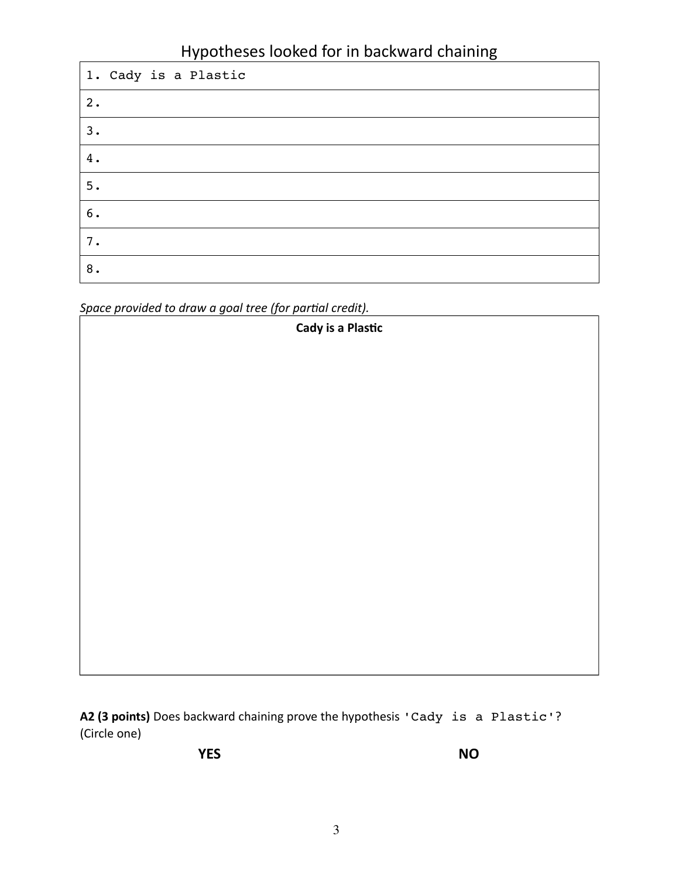## Hypotheses looked for in backward chaining

| |
|---|
| 1. Cady is a Plastic |
| 2. |
| 3. |
| 4. |
| 5. |
| 6. |
| 7. |
| 8. |

*Space provided to draw a goal tree (for partial credit).*

**Cady is a Plastic**

**A2 (3 points)** Does backward chaining prove the hypothesis `'Cady is a Plastic'`? (Circle one)

**YES** **NO**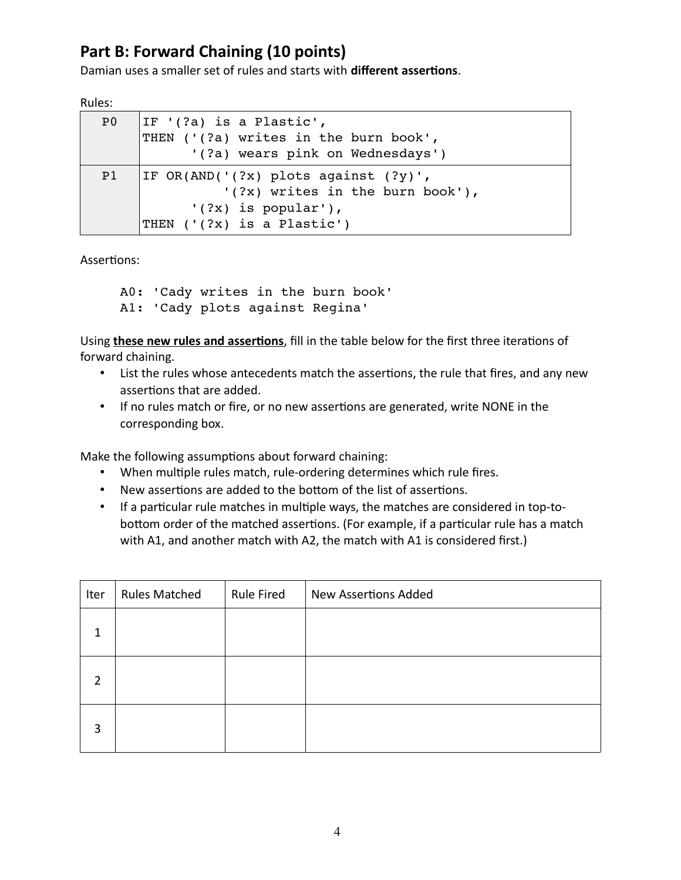## Part B: Forward Chaining (10 points)

Damian uses a smaller set of rules and starts with **different assertions**.

Rules:

| | |
|---|---|
| P0 | IF '(?a) is a Plastic',<br>THEN ('(?a) writes in the burn book',<br>'(?a) wears pink on Wednesdays') |
| P1 | IF OR(AND('(?x) plots against (?y)',<br>'(?x) writes in the burn book'),<br>'(?x) is popular'),<br>THEN ('(?x) is a Plastic') |

Assertions:

```
A0: 'Cady writes in the burn book'
A1: 'Cady plots against Regina'
```

Using **these new rules and assertions**, fill in the table below for the first three iterations of forward chaining.

- List the rules whose antecedents match the assertions, the rule that fires, and any new assertions that are added.
- If no rules match or fire, or no new assertions are generated, write NONE in the corresponding box.

Make the following assumptions about forward chaining:

- When multiple rules match, rule-ordering determines which rule fires.
- New assertions are added to the bottom of the list of assertions.
- If a particular rule matches in multiple ways, the matches are considered in top-to-bottom order of the matched assertions. (For example, if a particular rule has a match with A1, and another match with A2, the match with A1 is considered first.)

| Iter | Rules Matched | Rule Fired | New Assertions Added |
|---|---|---|---|
| 1 | | | |
| 2 | | | |
| 3 | | | |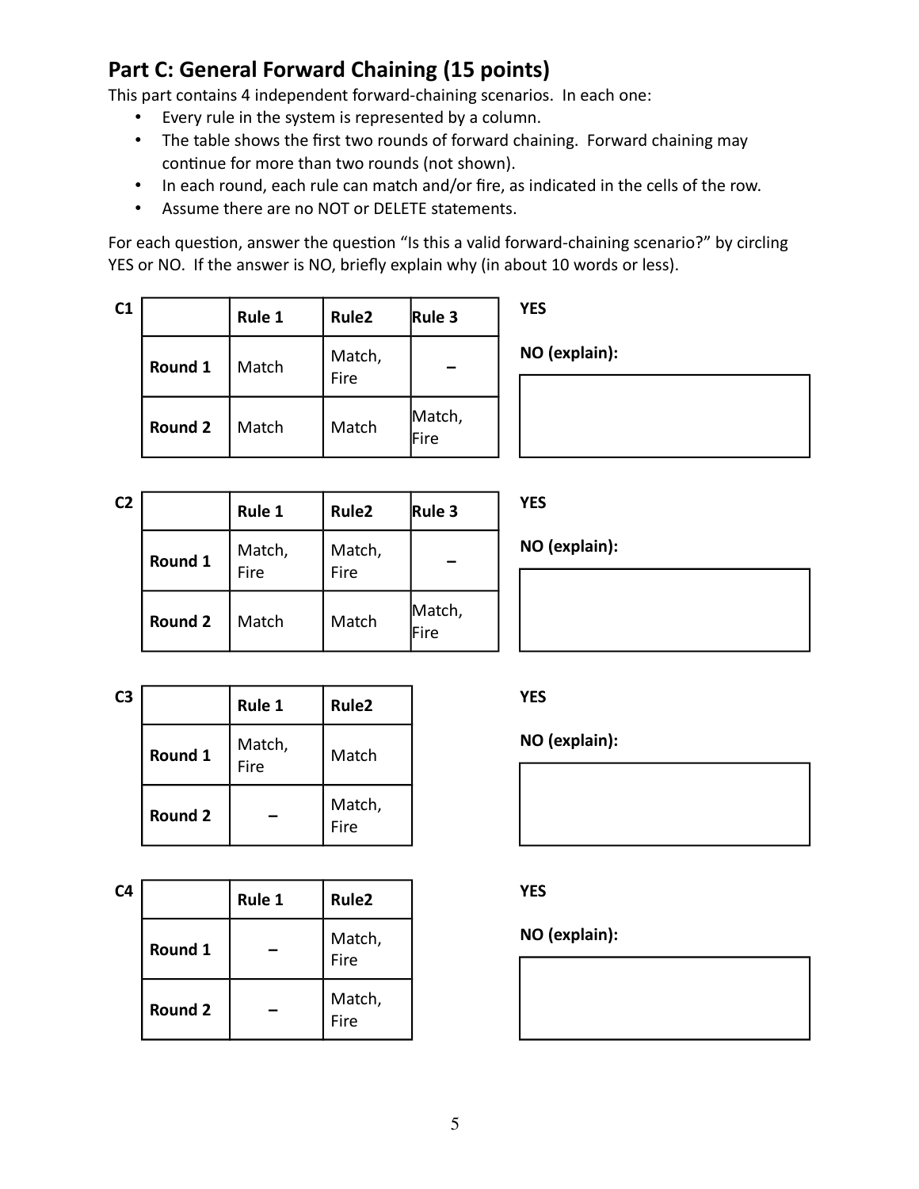## Part C: General Forward Chaining (15 points)

This part contains 4 independent forward-chaining scenarios. In each one:

- Every rule in the system is represented by a column.
- The table shows the first two rounds of forward chaining. Forward chaining may continue for more than two rounds (not shown).
- In each round, each rule can match and/or fire, as indicated in the cells of the row.
- Assume there are no NOT or DELETE statements.

For each question, answer the question "Is this a valid forward-chaining scenario?" by circling YES or NO. If the answer is NO, briefly explain why (in about 10 words or less).

**C1**

| | Rule 1 | Rule2 | Rule 3 |
|---|---|---|---|
| **Round 1** | Match | Match, Fire | – |
| **Round 2** | Match | Match | Match, Fire |

YES

NO (explain):

**C2**

| | Rule 1 | Rule2 | Rule 3 |
|---|---|---|---|
| **Round 1** | Match, Fire | Match, Fire | – |
| **Round 2** | Match | Match | Match, Fire |

YES

NO (explain):

**C3**

| | Rule 1 | Rule2 |
|---|---|---|
| **Round 1** | Match, Fire | Match |
| **Round 2** | – | Match, Fire |

YES

NO (explain):

**C4**

| | Rule 1 | Rule2 |
|---|---|---|
| **Round 1** | – | Match, Fire |
| **Round 2** | – | Match, Fire |

YES

NO (explain):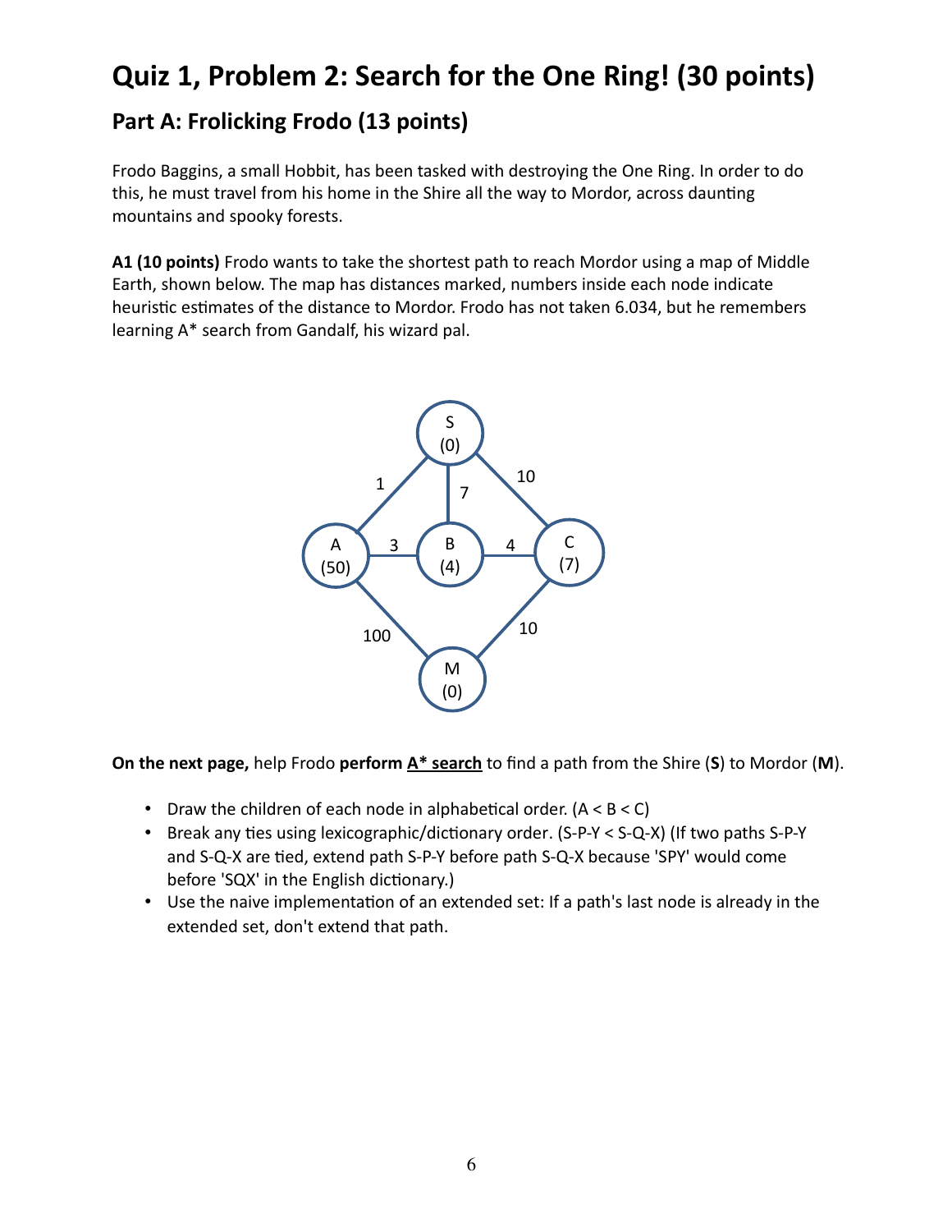# Quiz 1, Problem 2: Search for the One Ring! (30 points)

## Part A: Frolicking Frodo (13 points)

Frodo Baggins, a small Hobbit, has been tasked with destroying the One Ring. In order to do this, he must travel from his home in the Shire all the way to Mordor, across daunting mountains and spooky forests.

**A1 (10 points)** Frodo wants to take the shortest path to reach Mordor using a map of Middle Earth, shown below. The map has distances marked, numbers inside each node indicate heuristic estimates of the distance to Mordor. Frodo has not taken 6.034, but he remembers learning A* search from Gandalf, his wizard pal.

**On the next page,** help Frodo **perform A* search** to find a path from the Shire (**S**) to Mordor (**M**).

- Draw the children of each node in alphabetical order. (A < B < C)
- Break any ties using lexicographic/dictionary order. (S-P-Y < S-Q-X) (If two paths S-P-Y and S-Q-X are tied, extend path S-P-Y before path S-Q-X because 'SPY' would come before 'SQX' in the English dictionary.)
- Use the naive implementation of an extended set: If a path's last node is already in the extended set, don't extend that path.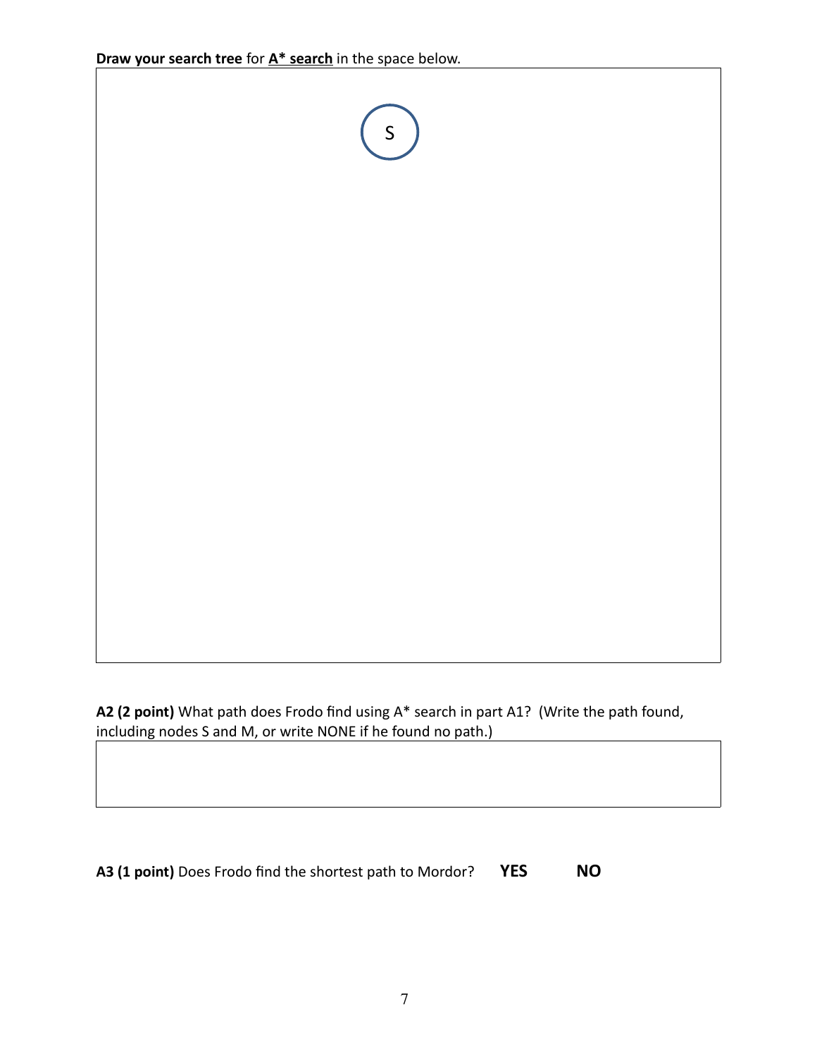**Draw your search tree** for **A* search** in the space below.

S

**A2 (2 point)** What path does Frodo find using A* search in part A1? (Write the path found, including nodes S and M, or write NONE if he found no path.)

**A3 (1 point)** Does Frodo find the shortest path to Mordor? **YES** **NO**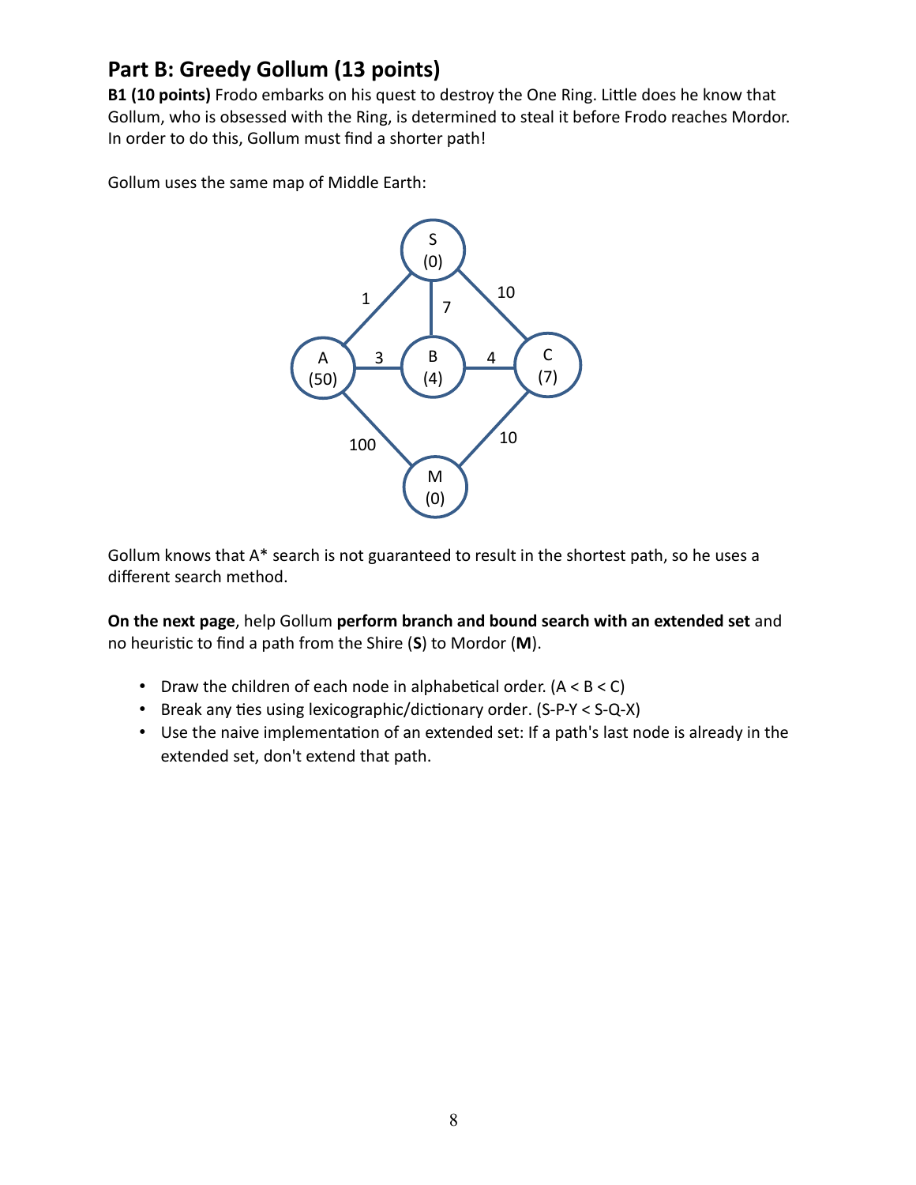## Part B: Greedy Gollum (13 points)

**B1 (10 points)** Frodo embarks on his quest to destroy the One Ring. Little does he know that Gollum, who is obsessed with the Ring, is determined to steal it before Frodo reaches Mordor. In order to do this, Gollum must find a shorter path!

Gollum uses the same map of Middle Earth:

Gollum knows that A* search is not guaranteed to result in the shortest path, so he uses a different search method.

**On the next page**, help Gollum **perform branch and bound search with an extended set** and no heuristic to find a path from the Shire (**S**) to Mordor (**M**).

- Draw the children of each node in alphabetical order. (A < B < C)
- Break any ties using lexicographic/dictionary order. (S-P-Y < S-Q-X)
- Use the naive implementation of an extended set: If a path's last node is already in the extended set, don't extend that path.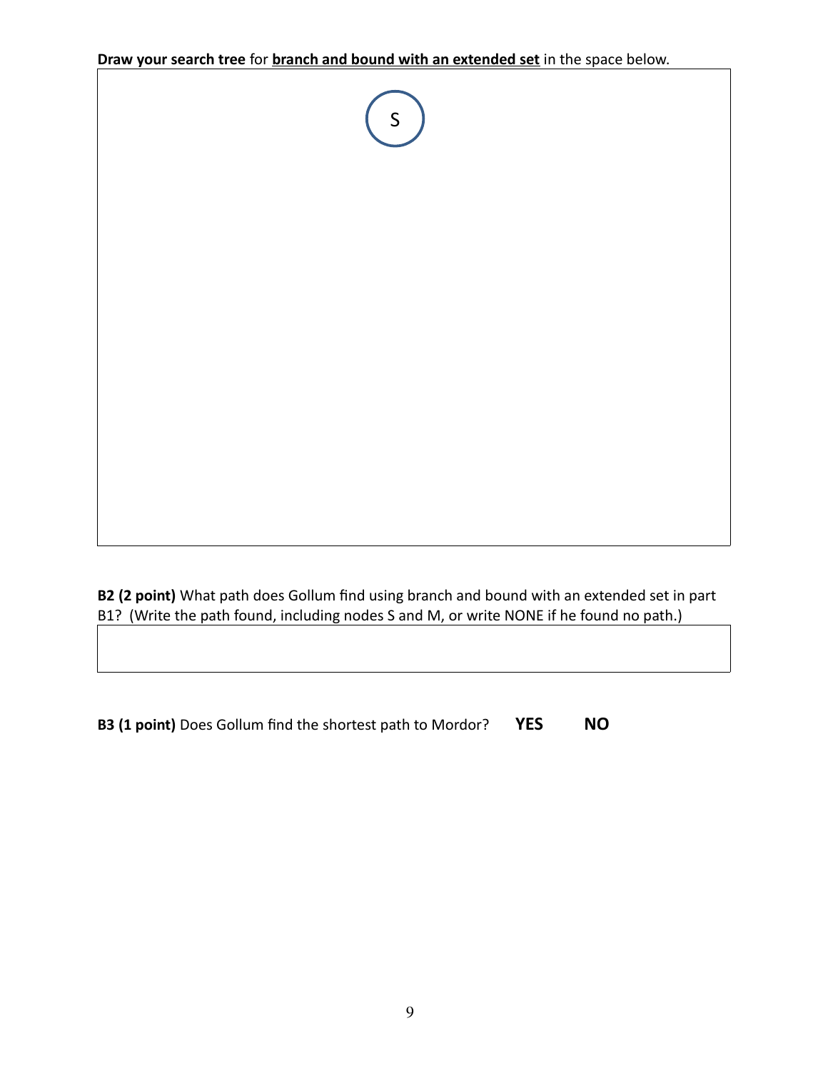**Draw your search tree** for **branch and bound with an extended set** in the space below.

S

**B2 (2 point)** What path does Gollum find using branch and bound with an extended set in part B1? (Write the path found, including nodes S and M, or write NONE if he found no path.)

**B3 (1 point)** Does Gollum find the shortest path to Mordor? **YES** **NO**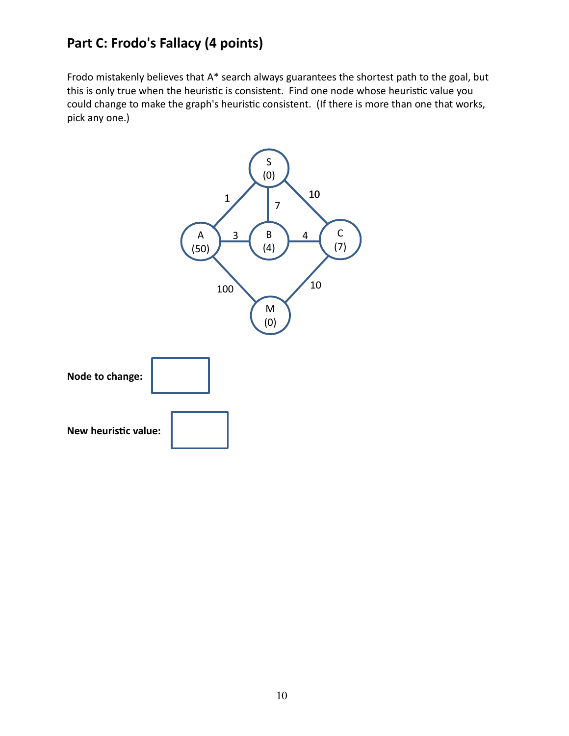## Part C: Frodo's Fallacy (4 points)

Frodo mistakenly believes that A* search always guarantees the shortest path to the goal, but this is only true when the heuristic is consistent. Find one node whose heuristic value you could change to make the graph's heuristic consistent. (If there is more than one that works, pick any one.)

**Node to change:**

**New heuristic value:**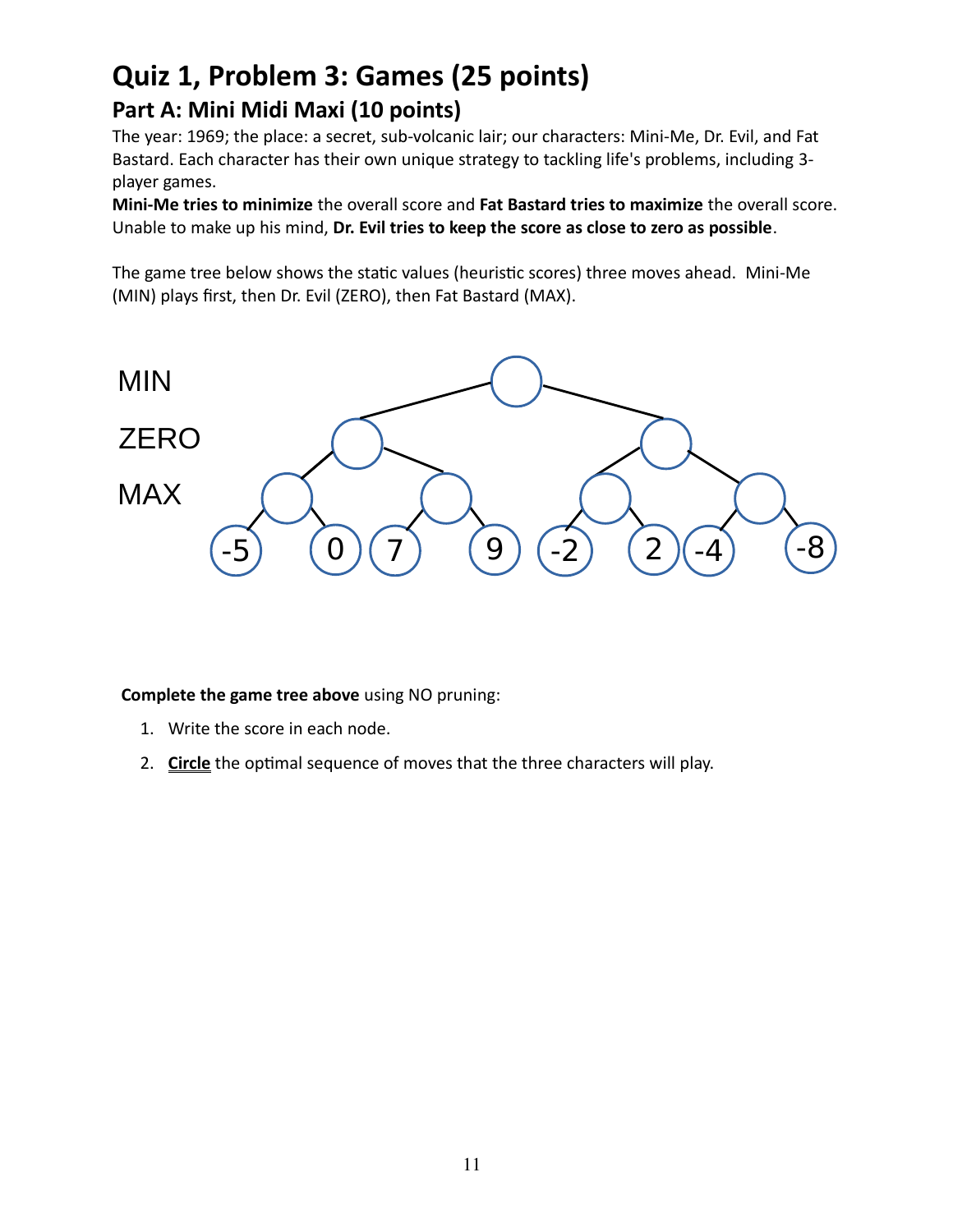# Quiz 1, Problem 3: Games (25 points)

## Part A: Mini Midi Maxi (10 points)

The year: 1969; the place: a secret, sub-volcanic lair; our characters: Mini-Me, Dr. Evil, and Fat Bastard. Each character has their own unique strategy to tackling life's problems, including 3-player games.

**Mini-Me tries to minimize** the overall score and **Fat Bastard tries to maximize** the overall score. Unable to make up his mind, **Dr. Evil tries to keep the score as close to zero as possible**.

The game tree below shows the static values (heuristic scores) three moves ahead. Mini-Me (MIN) plays first, then Dr. Evil (ZERO), then Fat Bastard (MAX).

MIN

ZERO

MAX

-5 0 7 9 -2 2 -4 -8

**Complete the game tree above** using NO pruning:

1. Write the score in each node.
2. **Circle** the optimal sequence of moves that the three characters will play.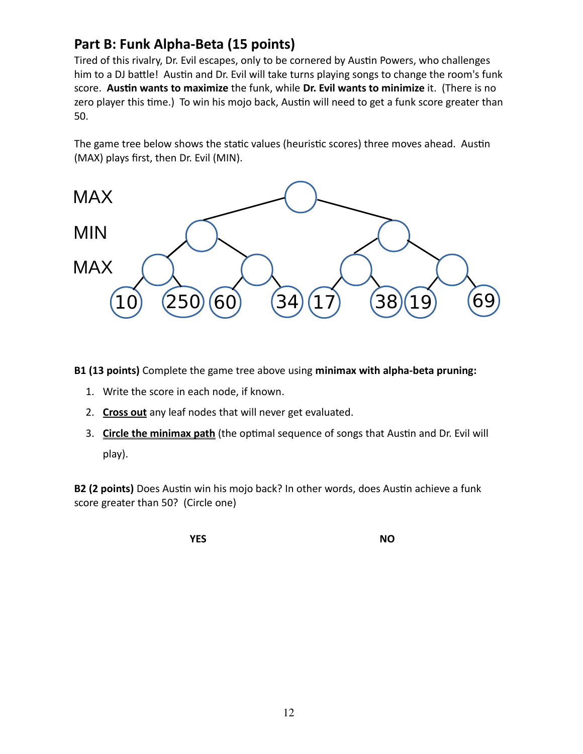## Part B: Funk Alpha-Beta (15 points)

Tired of this rivalry, Dr. Evil escapes, only to be cornered by Austin Powers, who challenges him to a DJ battle! Austin and Dr. Evil will take turns playing songs to change the room's funk score. **Austin wants to maximize** the funk, while **Dr. Evil wants to minimize** it. (There is no zero player this time.) To win his mojo back, Austin will need to get a funk score greater than 50.

The game tree below shows the static values (heuristic scores) three moves ahead. Austin (MAX) plays first, then Dr. Evil (MIN).

MAX

MIN

MAX

10 250 60 34 17 38 19 69

**B1 (13 points)** Complete the game tree above using **minimax with alpha-beta pruning:**

1. Write the score in each node, if known.
2. **Cross out** any leaf nodes that will never get evaluated.
3. **Circle the minimax path** (the optimal sequence of songs that Austin and Dr. Evil will play).

**B2 (2 points)** Does Austin win his mojo back? In other words, does Austin achieve a funk score greater than 50? (Circle one)

**YES** **NO**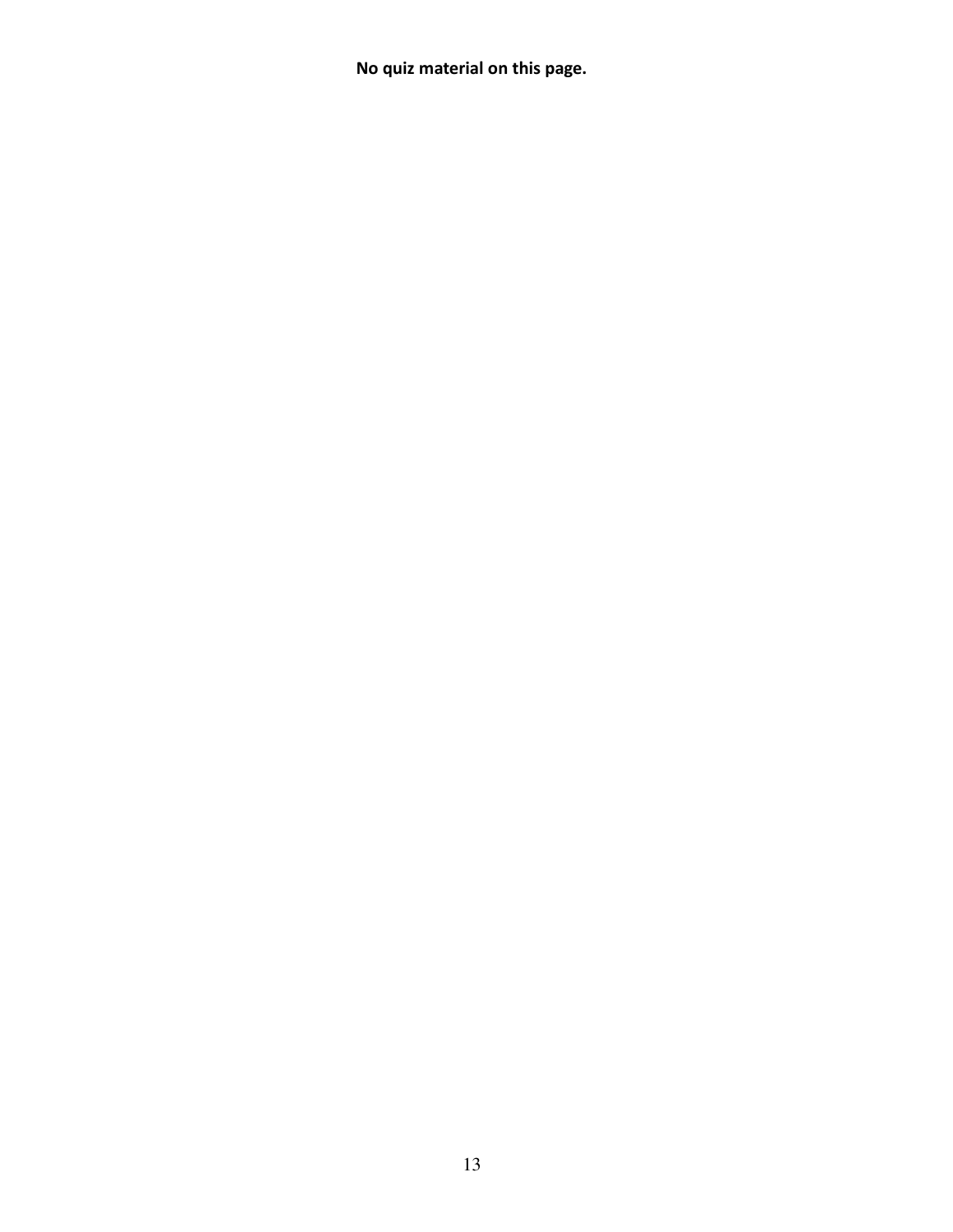**No quiz material on this page.**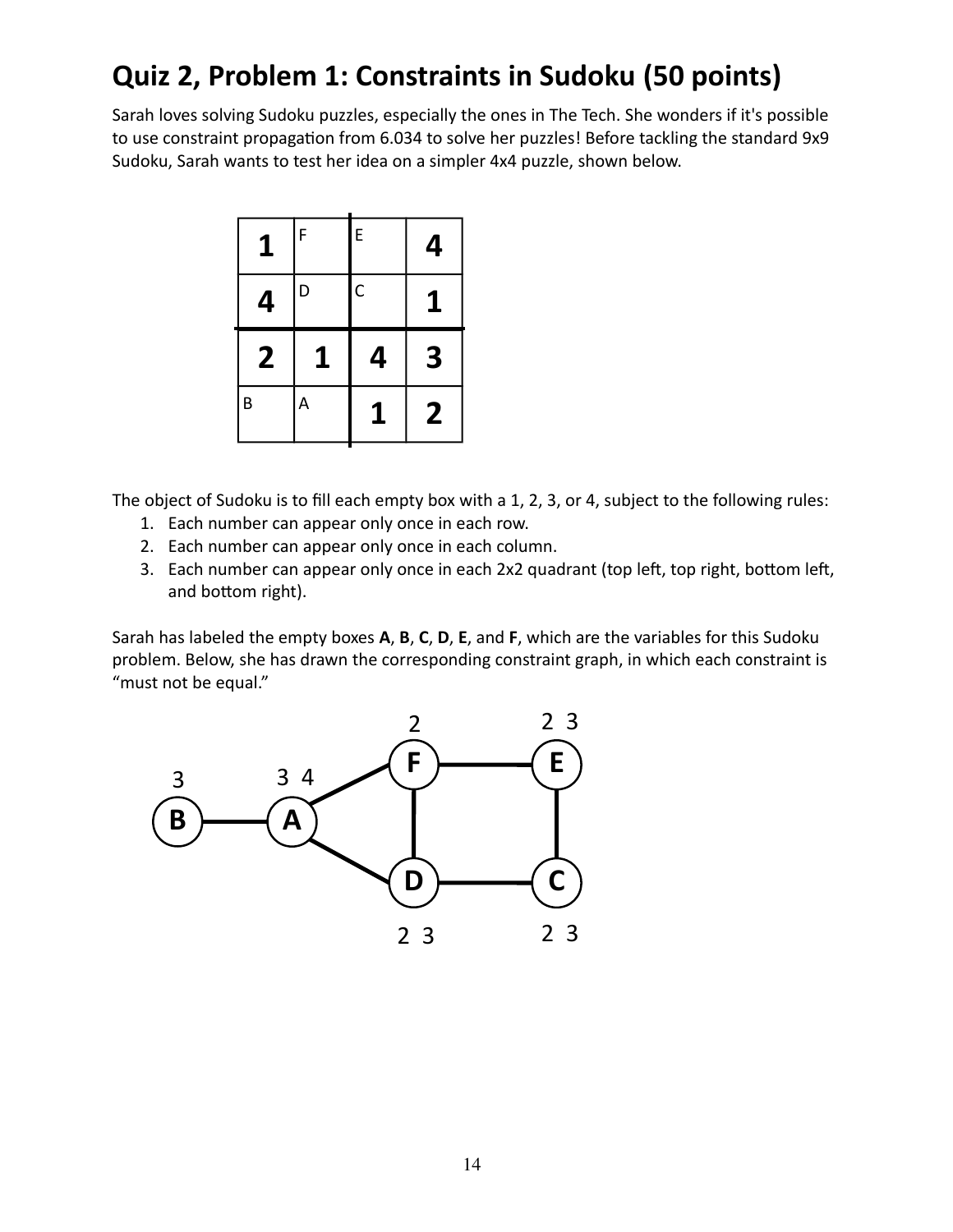# Quiz 2, Problem 1: Constraints in Sudoku (50 points)

Sarah loves solving Sudoku puzzles, especially the ones in The Tech. She wonders if it's possible to use constraint propagation from 6.034 to solve her puzzles! Before tackling the standard 9x9 Sudoku, Sarah wants to test her idea on a simpler 4x4 puzzle, shown below.

| | | | |
|---|---|---|---|
| **1** | F | E | **4** |
| **4** | D | C | **1** |
| **2** | **1** | **4** | **3** |
| B | A | **1** | **2** |

The object of Sudoku is to fill each empty box with a 1, 2, 3, or 4, subject to the following rules:

1. Each number can appear only once in each row.
2. Each number can appear only once in each column.
3. Each number can appear only once in each 2x2 quadrant (top left, top right, bottom left, and bottom right).

Sarah has labeled the empty boxes **A**, **B**, **C**, **D**, **E**, and **F**, which are the variables for this Sudoku problem. Below, she has drawn the corresponding constraint graph, in which each constraint is "must not be equal."

Constraint graph (variable: domain):

- **B**: 3
- **A**: 3 4
- **F**: 2
- **E**: 2 3
- **D**: 2 3
- **C**: 2 3

Edges: B–A, A–F, A–D, F–E, F–D, E–C, D–C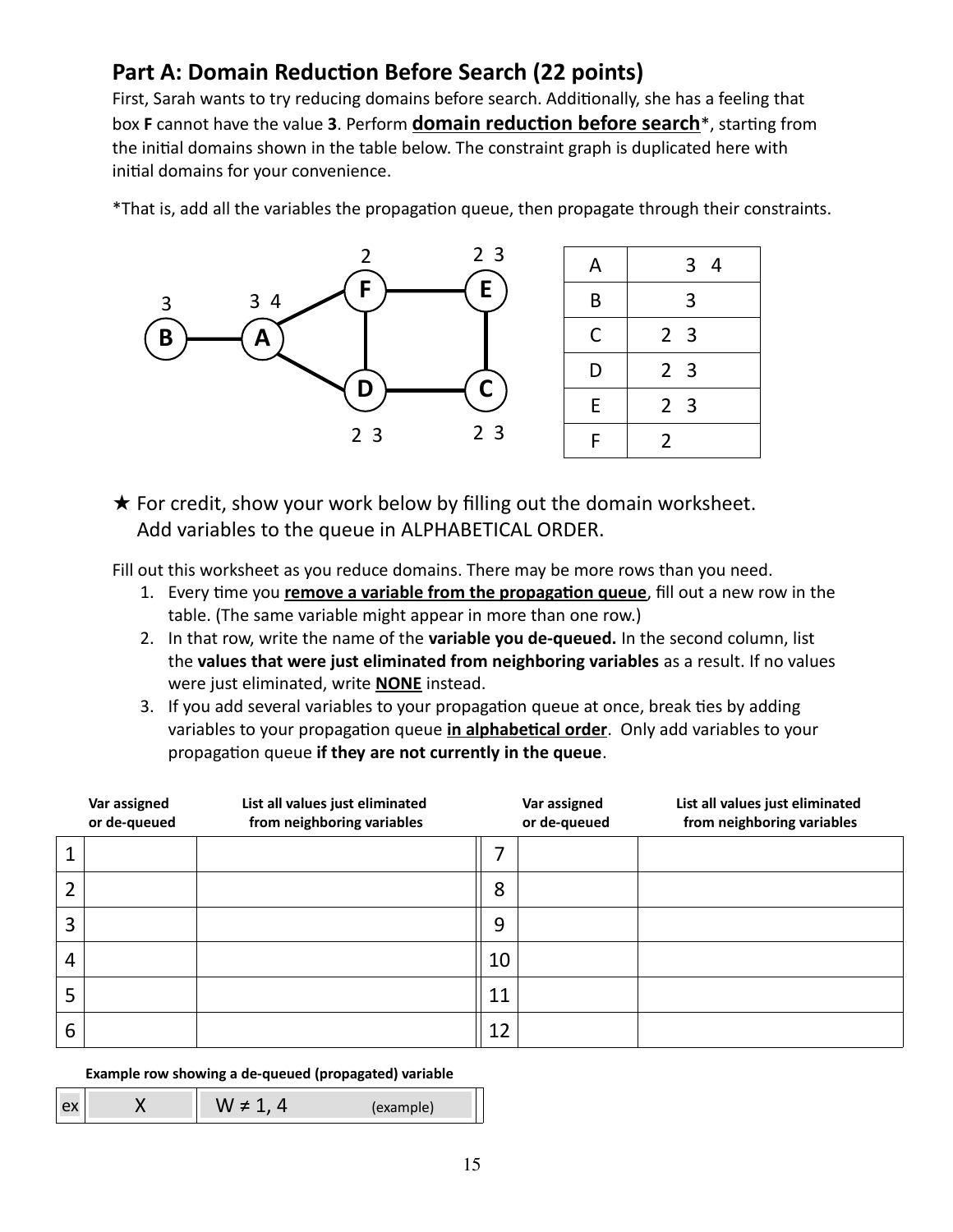## Part A: Domain Reduction Before Search (22 points)

First, Sarah wants to try reducing domains before search. Additionally, she has a feeling that box **F** cannot have the value **3**. Perform **domain reduction before search***, starting from the initial domains shown in the table below. The constraint graph is duplicated here with initial domains for your convenience.

*That is, add all the variables the propagation queue, then propagate through their constraints.

| A | 3 4 |
|---|---|
| B | 3 |
| C | 2 3 |
| D | 2 3 |
| E | 2 3 |
| F | 2 |

★ For credit, show your work below by filling out the domain worksheet. Add variables to the queue in ALPHABETICAL ORDER.

Fill out this worksheet as you reduce domains. There may be more rows than you need.

1. Every time you **remove a variable from the propagation queue**, fill out a new row in the table. (The same variable might appear in more than one row.)
2. In that row, write the name of the **variable you de-queued.** In the second column, list the **values that were just eliminated from neighboring variables** as a result. If no values were just eliminated, write **NONE** instead.
3. If you add several variables to your propagation queue at once, break ties by adding variables to your propagation queue **in alphabetical order**. Only add variables to your propagation queue **if they are not currently in the queue**.

| | Var assigned or de-queued | List all values just eliminated from neighboring variables | | Var assigned or de-queued | List all values just eliminated from neighboring variables |
|---|---|---|---|---|---|
| 1 | | | 7 | | |
| 2 | | | 8 | | |
| 3 | | | 9 | | |
| 4 | | | 10 | | |
| 5 | | | 11 | | |
| 6 | | | 12 | | |

**Example row showing a de-queued (propagated) variable**

| ex | X | W ≠ 1, 4 (example) |
|---|---|---|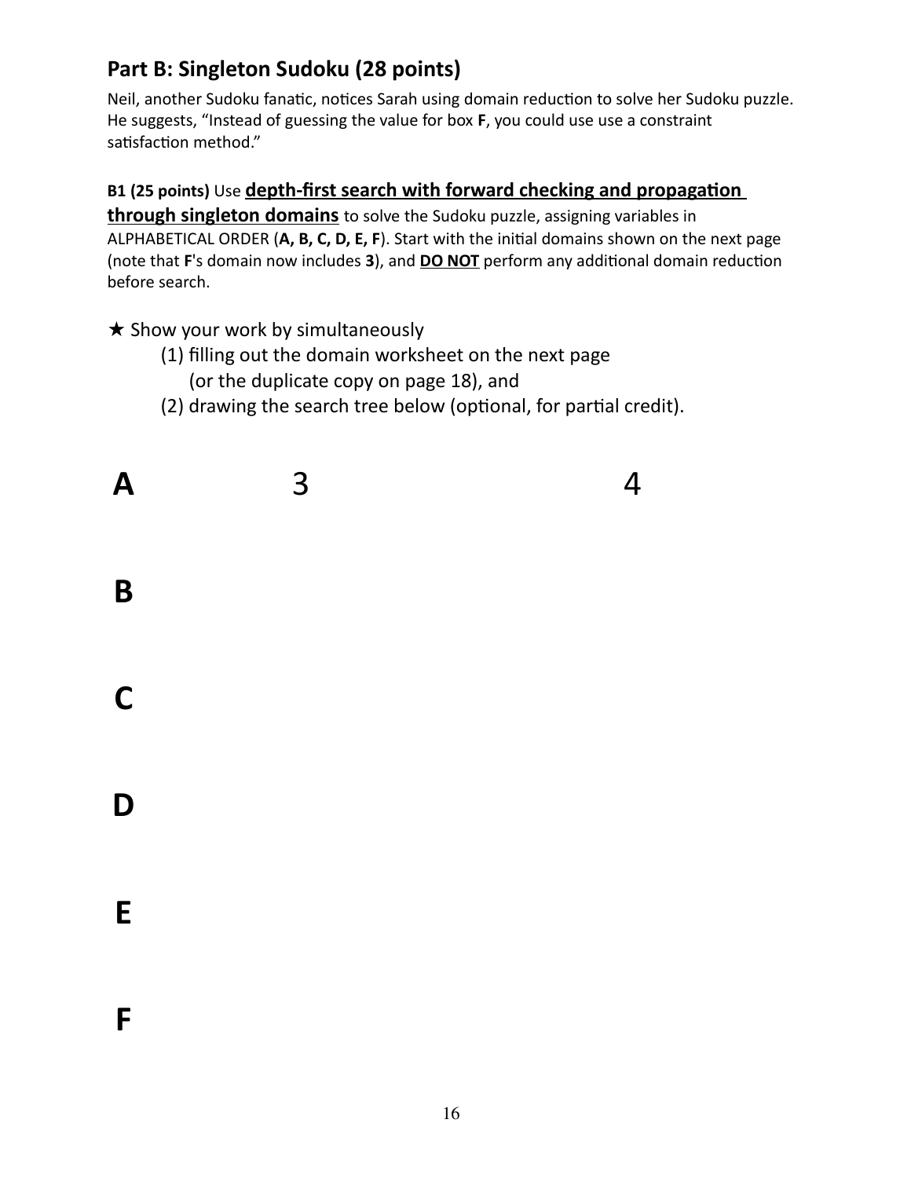## Part B: Singleton Sudoku (28 points)

Neil, another Sudoku fanatic, notices Sarah using domain reduction to solve her Sudoku puzzle. He suggests, "Instead of guessing the value for box **F**, you could use use a constraint satisfaction method."

**B1 (25 points)** Use **depth-first search with forward checking and propagation through singleton domains** to solve the Sudoku puzzle, assigning variables in ALPHABETICAL ORDER (**A, B, C, D, E, F**). Start with the initial domains shown on the next page (note that **F**'s domain now includes **3**), and **DO NOT** perform any additional domain reduction before search.

★ Show your work by simultaneously

(1) filling out the domain worksheet on the next page (or the duplicate copy on page 18), and

(2) drawing the search tree below (optional, for partial credit).

**A** 3 4

**B**

**C**

**D**

**E**

**F**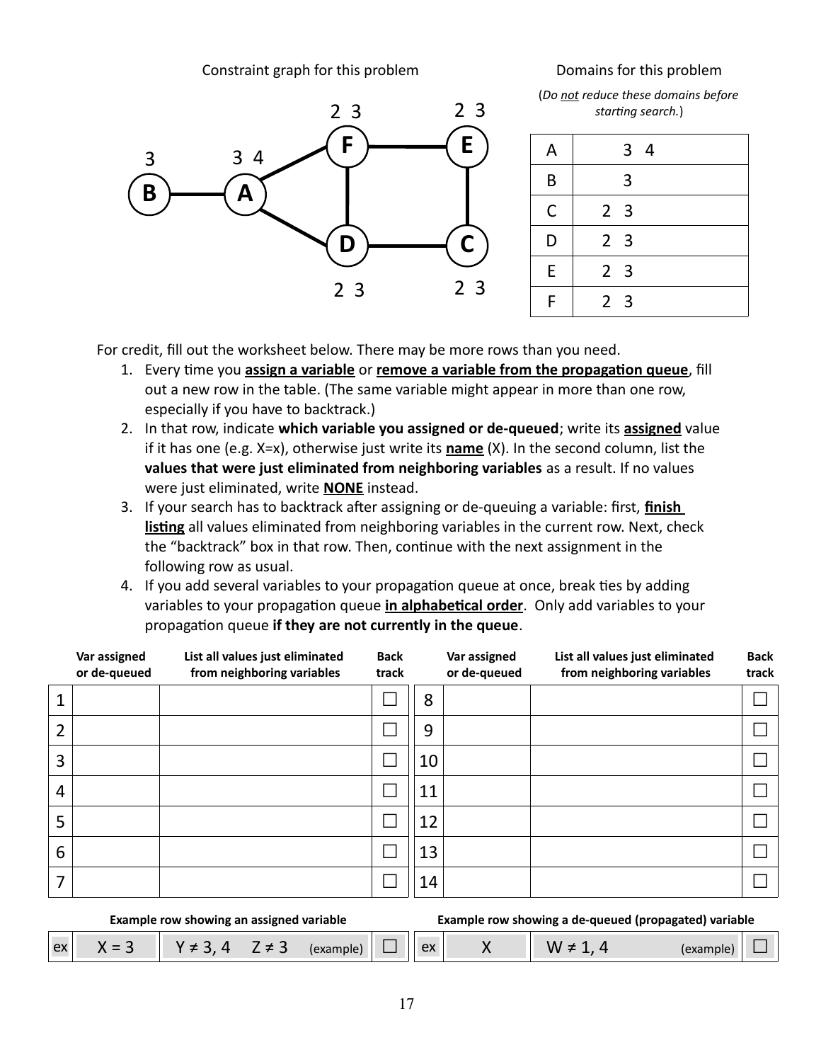Constraint graph for this problem

Domains for this problem

(*Do not reduce these domains before starting search.*)

| A | 3 4 |
|---|---|
| B | 3 |
| C | 2 3 |
| D | 2 3 |
| E | 2 3 |
| F | 2 3 |

For credit, fill out the worksheet below. There may be more rows than you need.

1. Every time you **assign a variable** or **remove a variable from the propagation queue**, fill out a new row in the table. (The same variable might appear in more than one row, especially if you have to backtrack.)
2. In that row, indicate **which variable you assigned or de-queued**; write its **assigned** value if it has one (e.g. X=x), otherwise just write its **name** (X). In the second column, list the **values that were just eliminated from neighboring variables** as a result. If no values were just eliminated, write **NONE** instead.
3. If your search has to backtrack after assigning or de-queuing a variable: first, **finish listing** all values eliminated from neighboring variables in the current row. Next, check the "backtrack" box in that row. Then, continue with the next assignment in the following row as usual.
4. If you add several variables to your propagation queue at once, break ties by adding variables to your propagation queue **in alphabetical order**. Only add variables to your propagation queue **if they are not currently in the queue**.

| | Var assigned or de-queued | List all values just eliminated from neighboring variables | Back track |
|---|---|---|---|
| 1 | | | ☐ |
| 2 | | | ☐ |
| 3 | | | ☐ |
| 4 | | | ☐ |
| 5 | | | ☐ |
| 6 | | | ☐ |
| 7 | | | ☐ |
| 8 | | | ☐ |
| 9 | | | ☐ |
| 10 | | | ☐ |
| 11 | | | ☐ |
| 12 | | | ☐ |
| 13 | | | ☐ |
| 14 | | | ☐ |

Example row showing an assigned variable

| ex | X = 3 | Y ≠ 3, 4 Z ≠ 3 (example) | ☐ |
|---|---|---|---|

Example row showing a de-queued (propagated) variable

| ex | X | W ≠ 1, 4 (example) | ☐ |
|---|---|---|---|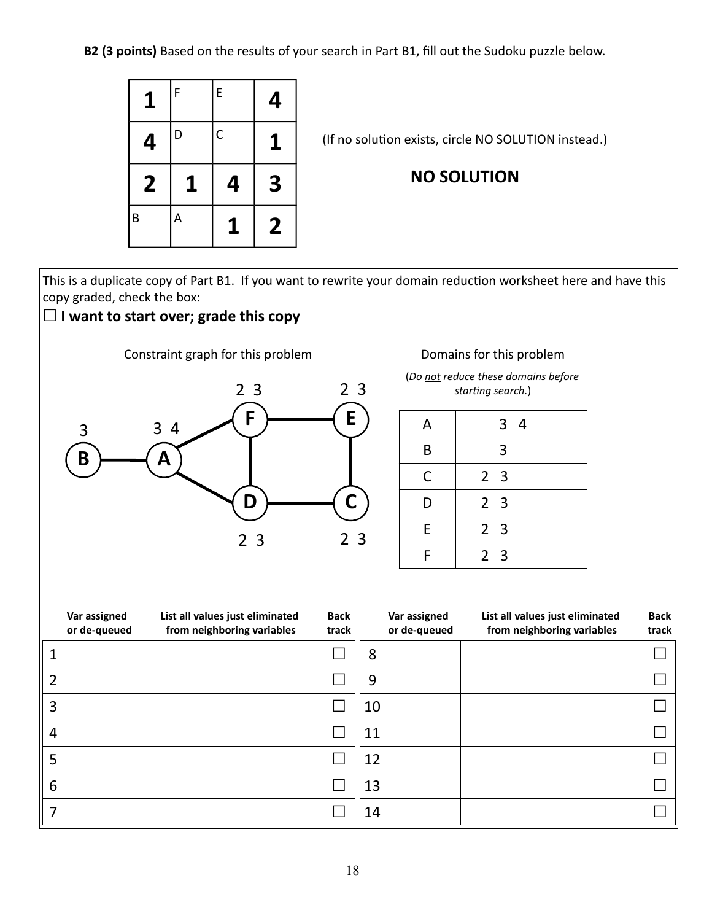**B2 (3 points)** Based on the results of your search in Part B1, fill out the Sudoku puzzle below.

| | | | |
|---|---|---|---|
| **1** | F | E | **4** |
| **4** | D | C | **1** |
| **2** | **1** | **4** | **3** |
| B | A | **1** | **2** |

(If no solution exists, circle NO SOLUTION instead.)

**NO SOLUTION**

This is a duplicate copy of Part B1. If you want to rewrite your domain reduction worksheet here and have this copy graded, check the box:

☐ **I want to start over; grade this copy**

Constraint graph for this problem

Domains for this problem

(*Do not reduce these domains before starting search.*)

| | |
|---|---|
| A | 3 4 |
| B | 3 |
| C | 2 3 |
| D | 2 3 |
| E | 2 3 |
| F | 2 3 |

| | Var assigned or de-queued | List all values just eliminated from neighboring variables | Back track |
|---|---|---|---|
| 1 | | | ☐ |
| 2 | | | ☐ |
| 3 | | | ☐ |
| 4 | | | ☐ |
| 5 | | | ☐ |
| 6 | | | ☐ |
| 7 | | | ☐ |

| | Var assigned or de-queued | List all values just eliminated from neighboring variables | Back track |
|---|---|---|---|
| 8 | | | ☐ |
| 9 | | | ☐ |
| 10 | | | ☐ |
| 11 | | | ☐ |
| 12 | | | ☐ |
| 13 | | | ☐ |
| 14 | | | ☐ |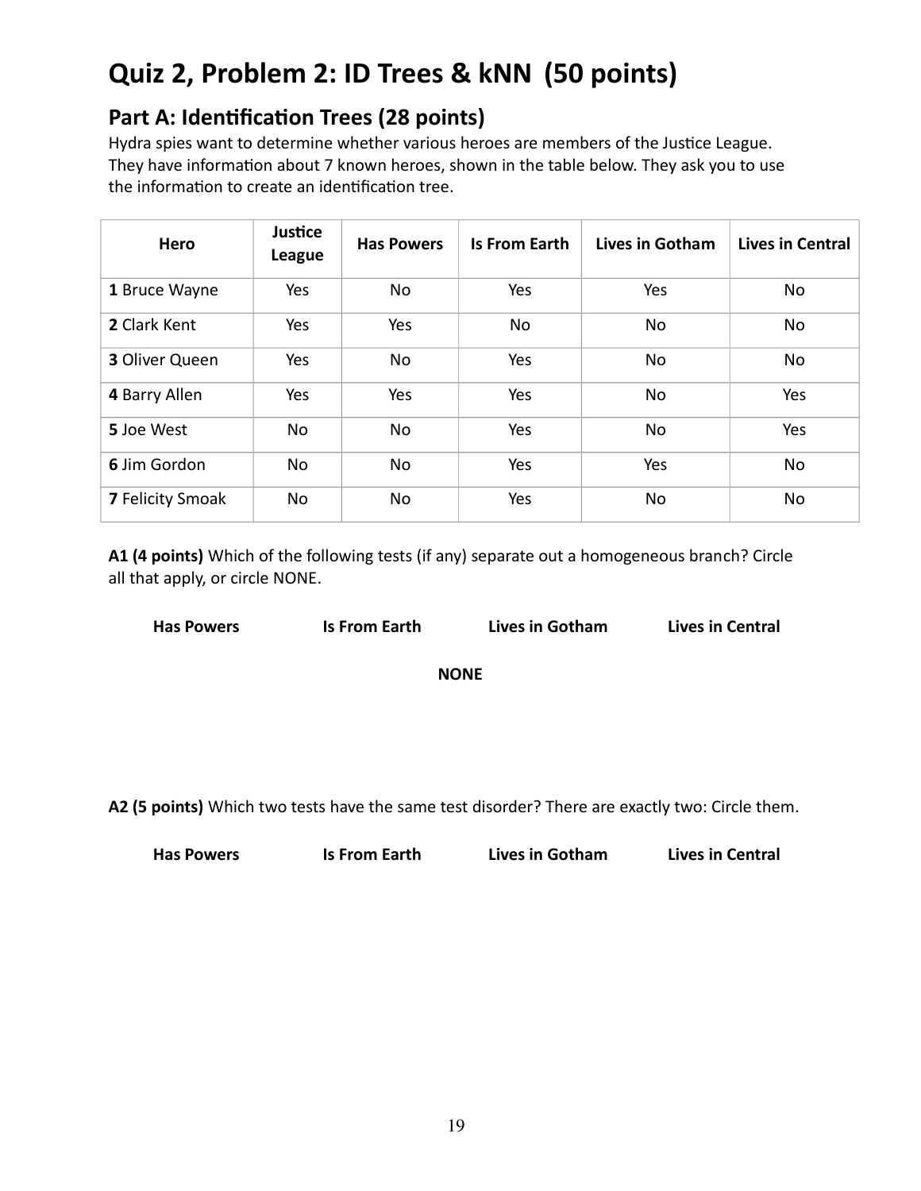# Quiz 2, Problem 2: ID Trees & kNN (50 points)

## Part A: Identification Trees (28 points)

Hydra spies want to determine whether various heroes are members of the Justice League. They have information about 7 known heroes, shown in the table below. They ask you to use the information to create an identification tree.

| Hero | Justice League | Has Powers | Is From Earth | Lives in Gotham | Lives in Central |
|---|---|---|---|---|---|
| **1** Bruce Wayne | Yes | No | Yes | Yes | No |
| **2** Clark Kent | Yes | Yes | No | No | No |
| **3** Oliver Queen | Yes | No | Yes | No | No |
| **4** Barry Allen | Yes | Yes | Yes | No | Yes |
| **5** Joe West | No | No | Yes | No | Yes |
| **6** Jim Gordon | No | No | Yes | Yes | No |
| **7** Felicity Smoak | No | No | Yes | No | No |

**A1 (4 points)** Which of the following tests (if any) separate out a homogeneous branch? Circle all that apply, or circle NONE.

**Has Powers** **Is From Earth** **Lives in Gotham** **Lives in Central**

**NONE**

**A2 (5 points)** Which two tests have the same test disorder? There are exactly two: Circle them.

**Has Powers** **Is From Earth** **Lives in Gotham** **Lives in Central**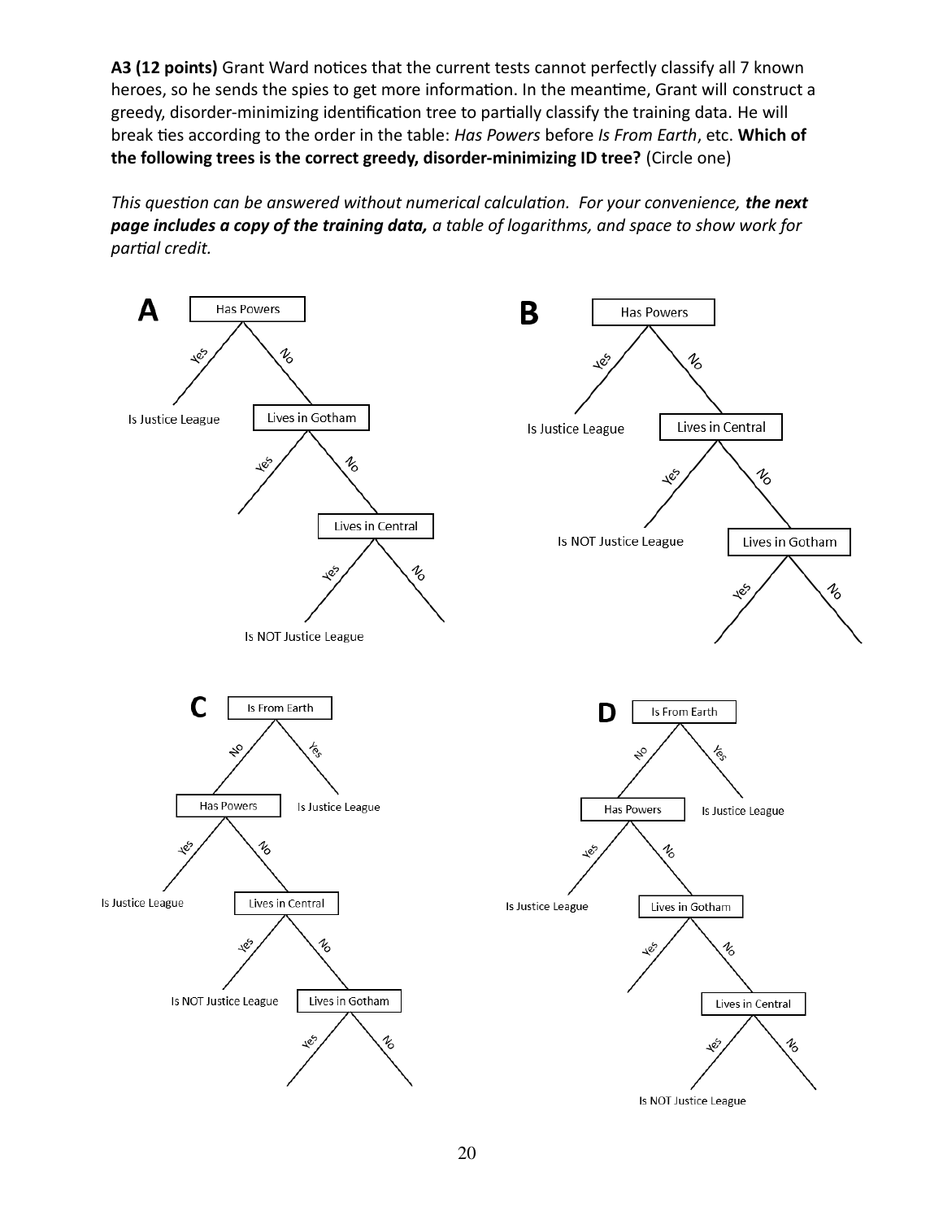**A3 (12 points)** Grant Ward notices that the current tests cannot perfectly classify all 7 known heroes, so he sends the spies to get more information. In the meantime, Grant will construct a greedy, disorder-minimizing identification tree to partially classify the training data. He will break ties according to the order in the table: *Has Powers* before *Is From Earth*, etc. **Which of the following trees is the correct greedy, disorder-minimizing ID tree?** (Circle one)

*This question can be answered without numerical calculation. For your convenience,* ***the next page includes a copy of the training data,*** *a table of logarithms, and space to show work for partial credit.*

**A**

- Has Powers
  - Yes: Is Justice League
  - No: Lives in Gotham
    - Yes:
    - No: Lives in Central
      - Yes: Is NOT Justice League
      - No:

**B**

- Has Powers
  - Yes: Is Justice League
  - No: Lives in Central
    - Yes: Is NOT Justice League
    - No: Lives in Gotham
      - Yes:
      - No:

**C**

- Is From Earth
  - No: Has Powers
    - Yes: Is Justice League
    - No: Lives in Central
      - Yes: Is NOT Justice League
      - No: Lives in Gotham
        - Yes:
        - No:
  - Yes: Is Justice League

**D**

- Is From Earth
  - No: Has Powers
    - Yes: Is Justice League
    - No: Lives in Gotham
      - Yes:
      - No: Lives in Central
        - Yes: Is NOT Justice League
        - No:
  - Yes: Is Justice League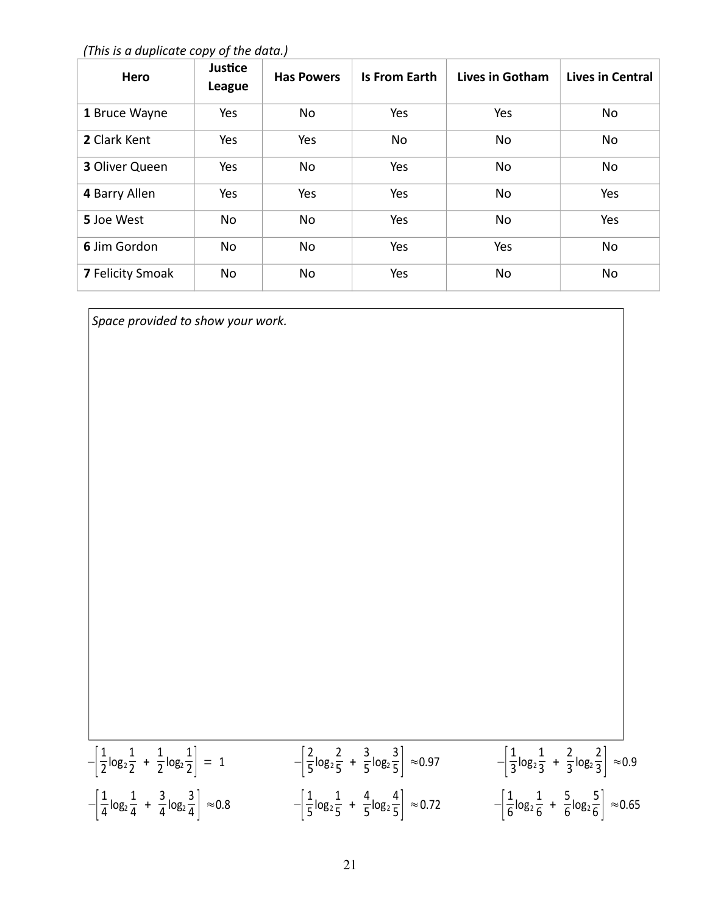*(This is a duplicate copy of the data.)*

| Hero | Justice League | Has Powers | Is From Earth | Lives in Gotham | Lives in Central |
|---|---|---|---|---|---|
| **1** Bruce Wayne | Yes | No | Yes | Yes | No |
| **2** Clark Kent | Yes | Yes | No | No | No |
| **3** Oliver Queen | Yes | No | Yes | No | No |
| **4** Barry Allen | Yes | Yes | Yes | No | Yes |
| **5** Joe West | No | No | Yes | No | Yes |
| **6** Jim Gordon | No | No | Yes | Yes | No |
| **7** Felicity Smoak | No | No | Yes | No | No |

*Space provided to show your work.*

$-\left[\frac{1}{2}\log_2\frac{1}{2} + \frac{1}{2}\log_2\frac{1}{2}\right] = 1$

$-\left[\frac{2}{5}\log_2\frac{2}{5} + \frac{3}{5}\log_2\frac{3}{5}\right] \approx 0.97$

$-\left[\frac{1}{3}\log_2\frac{1}{3} + \frac{2}{3}\log_2\frac{2}{3}\right] \approx 0.9$

$-\left[\frac{1}{4}\log_2\frac{1}{4} + \frac{3}{4}\log_2\frac{3}{4}\right] \approx 0.8$

$-\left[\frac{1}{5}\log_2\frac{1}{5} + \frac{4}{5}\log_2\frac{4}{5}\right] \approx 0.72$

$-\left[\frac{1}{6}\log_2\frac{1}{6} + \frac{5}{6}\log_2\frac{5}{6}\right] \approx 0.65$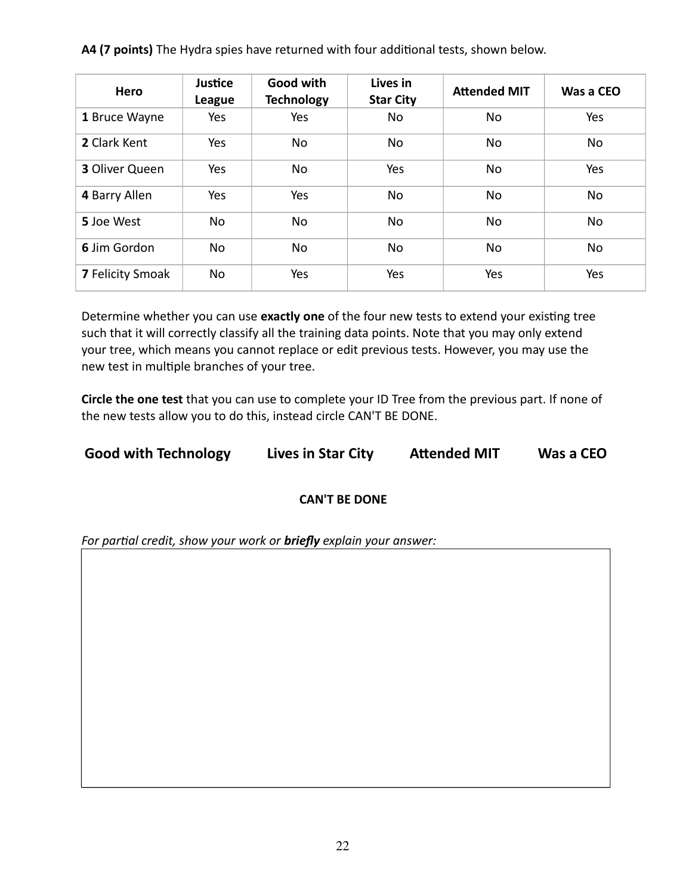**A4 (7 points)** The Hydra spies have returned with four additional tests, shown below.

| Hero | Justice League | Good with Technology | Lives in Star City | Attended MIT | Was a CEO |
|---|---|---|---|---|---|
| **1** Bruce Wayne | Yes | Yes | No | No | Yes |
| **2** Clark Kent | Yes | No | No | No | No |
| **3** Oliver Queen | Yes | No | Yes | No | Yes |
| **4** Barry Allen | Yes | Yes | No | No | No |
| **5** Joe West | No | No | No | No | No |
| **6** Jim Gordon | No | No | No | No | No |
| **7** Felicity Smoak | No | Yes | Yes | Yes | Yes |

Determine whether you can use **exactly one** of the four new tests to extend your existing tree such that it will correctly classify all the training data points. Note that you may only extend your tree, which means you cannot replace or edit previous tests. However, you may use the new test in multiple branches of your tree.

**Circle the one test** that you can use to complete your ID Tree from the previous part. If none of the new tests allow you to do this, instead circle CAN'T BE DONE.

**Good with Technology** **Lives in Star City** **Attended MIT** **Was a CEO**

**CAN'T BE DONE**

*For partial credit, show your work or **briefly** explain your answer:*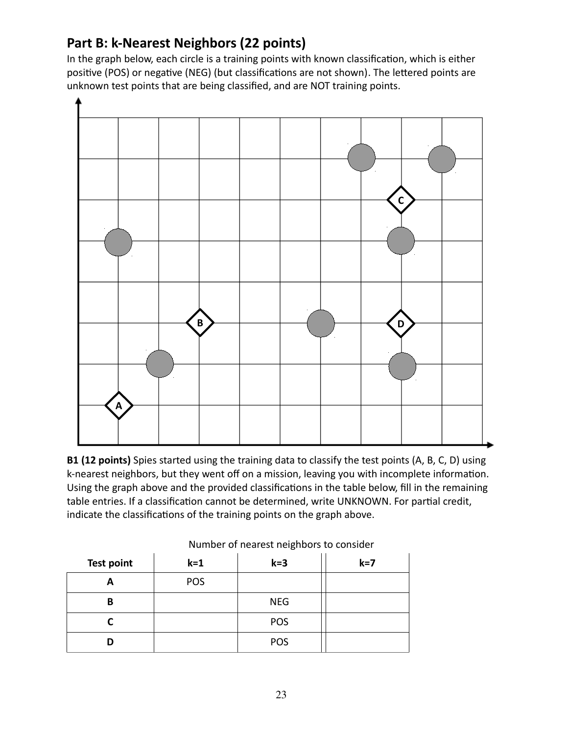## Part B: k-Nearest Neighbors (22 points)

In the graph below, each circle is a training points with known classification, which is either positive (POS) or negative (NEG) (but classifications are not shown). The lettered points are unknown test points that are being classified, and are NOT training points.

**B1 (12 points)** Spies started using the training data to classify the test points (A, B, C, D) using k-nearest neighbors, but they went off on a mission, leaving you with incomplete information. Using the graph above and the provided classifications in the table below, fill in the remaining table entries. If a classification cannot be determined, write UNKNOWN. For partial credit, indicate the classifications of the training points on the graph above.

Number of nearest neighbors to consider

| Test point | k=1 | k=3 | k=7 |
|---|---|---|---|
| A | POS | | |
| B | | NEG | |
| C | | POS | |
| D | | POS | |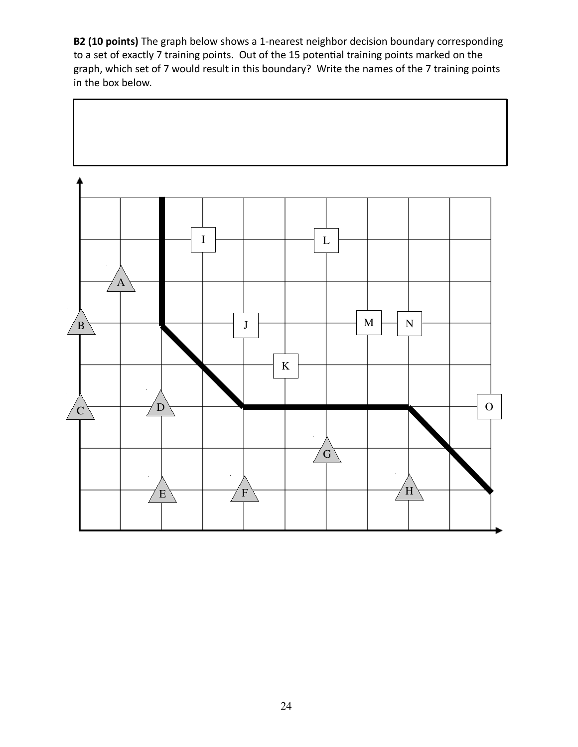**B2 (10 points)** The graph below shows a 1-nearest neighbor decision boundary corresponding to a set of exactly 7 training points. Out of the 15 potential training points marked on the graph, which set of 7 would result in this boundary? Write the names of the 7 training points in the box below.

| |
|---|
| |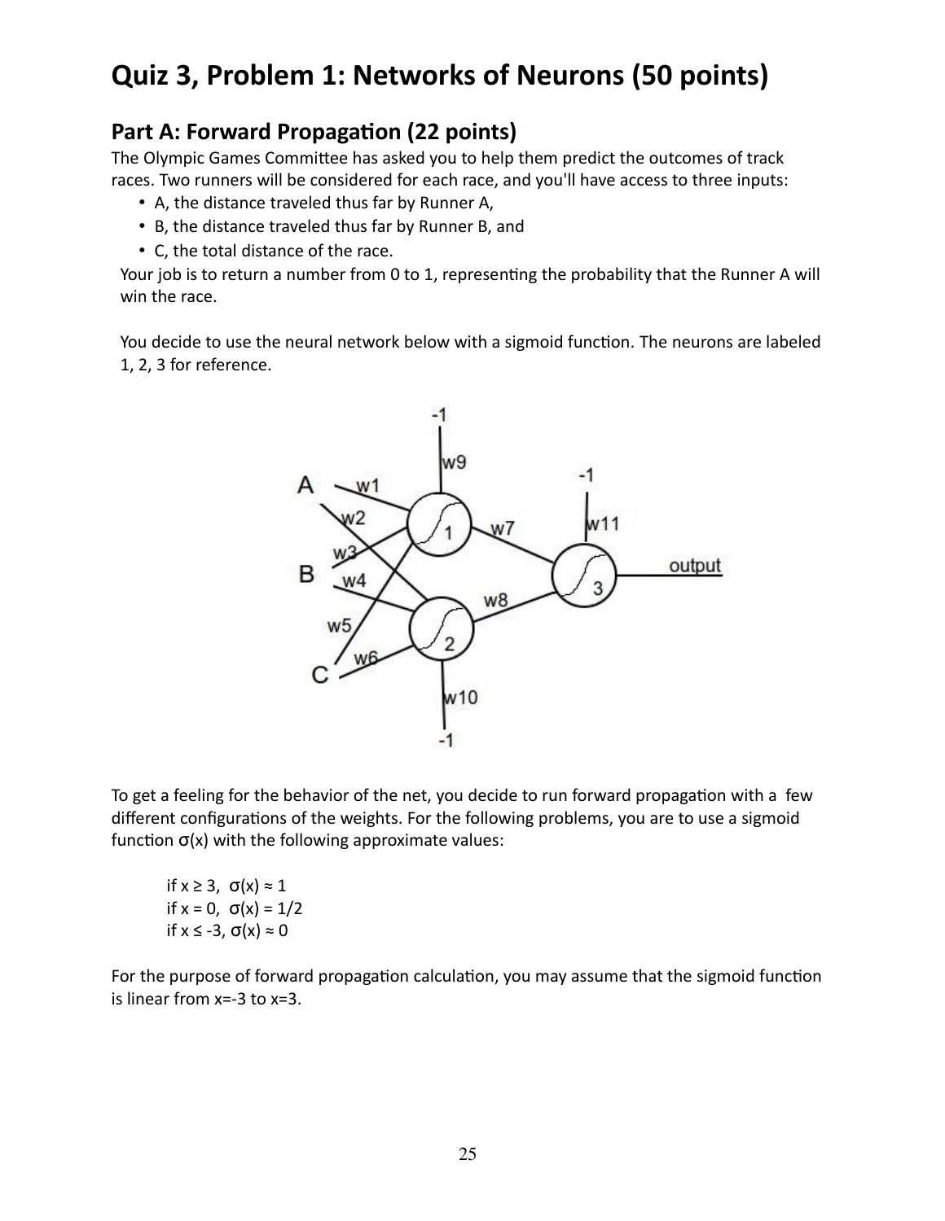# Quiz 3, Problem 1: Networks of Neurons (50 points)

## Part A: Forward Propagation (22 points)

The Olympic Games Committee has asked you to help them predict the outcomes of track races. Two runners will be considered for each race, and you'll have access to three inputs:

- A, the distance traveled thus far by Runner A,
- B, the distance traveled thus far by Runner B, and
- C, the total distance of the race.

Your job is to return a number from 0 to 1, representing the probability that the Runner A will win the race.

You decide to use the neural network below with a sigmoid function. The neurons are labeled 1, 2, 3 for reference.

To get a feeling for the behavior of the net, you decide to run forward propagation with a few different configurations of the weights. For the following problems, you are to use a sigmoid function $\sigma(x)$ with the following approximate values:

if $x \geq 3$, $\sigma(x) \approx 1$
if $x = 0$, $\sigma(x) = 1/2$
if $x \leq -3$, $\sigma(x) \approx 0$

For the purpose of forward propagation calculation, you may assume that the sigmoid function is linear from x=-3 to x=3.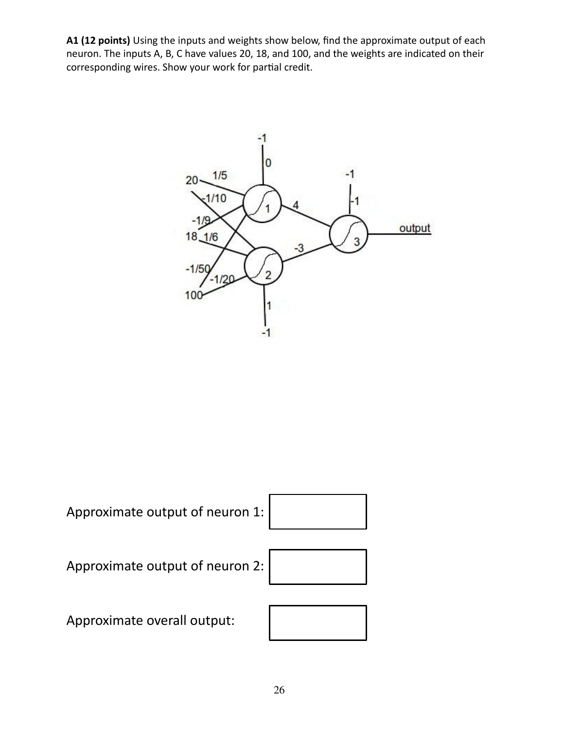**A1 (12 points)** Using the inputs and weights show below, find the approximate output of each neuron. The inputs A, B, C have values 20, 18, and 100, and the weights are indicated on their corresponding wires. Show your work for partial credit.

Approximate output of neuron 1:

Approximate output of neuron 2:

Approximate overall output: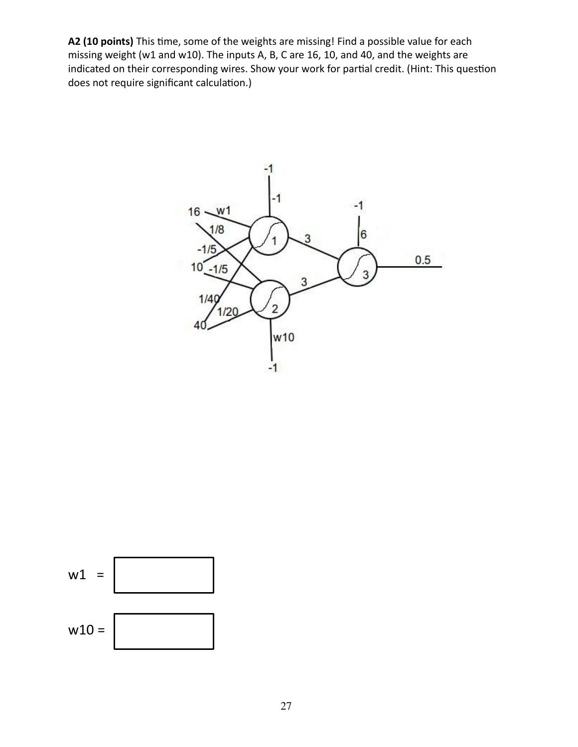**A2 (10 points)** This time, some of the weights are missing! Find a possible value for each missing weight (w1 and w10). The inputs A, B, C are 16, 10, and 40, and the weights are indicated on their corresponding wires. Show your work for partial credit. (Hint: This question does not require significant calculation.)

w1 =

w10 =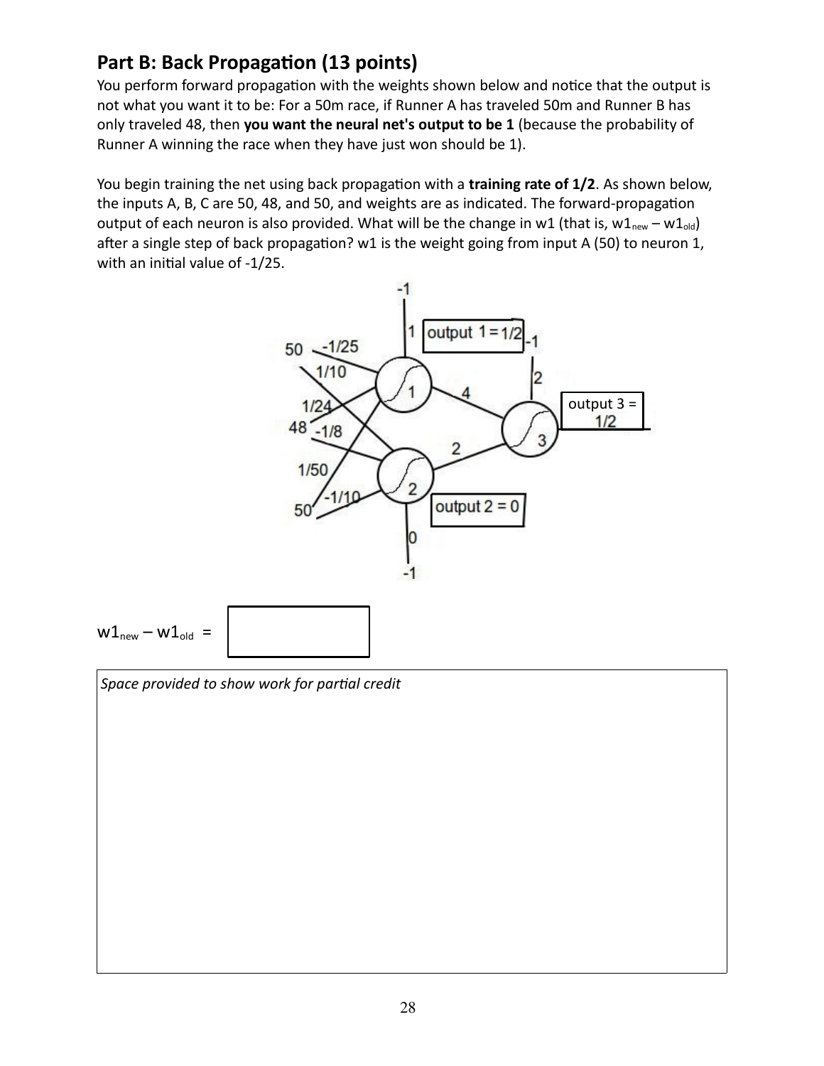## Part B: Back Propagation (13 points)

You perform forward propagation with the weights shown below and notice that the output is not what you want it to be: For a 50m race, if Runner A has traveled 50m and Runner B has only traveled 48, then **you want the neural net's output to be 1** (because the probability of Runner A winning the race when they have just won should be 1).

You begin training the net using back propagation with a **training rate of 1/2**. As shown below, the inputs A, B, C are 50, 48, and 50, and weights are as indicated. The forward-propagation output of each neuron is also provided. What will be the change in w1 (that is, $w1_{new} - w1_{old}$) after a single step of back propagation? w1 is the weight going from input A (50) to neuron 1, with an initial value of -1/25.

$w1_{new} - w1_{old}$ =

*Space provided to show work for partial credit*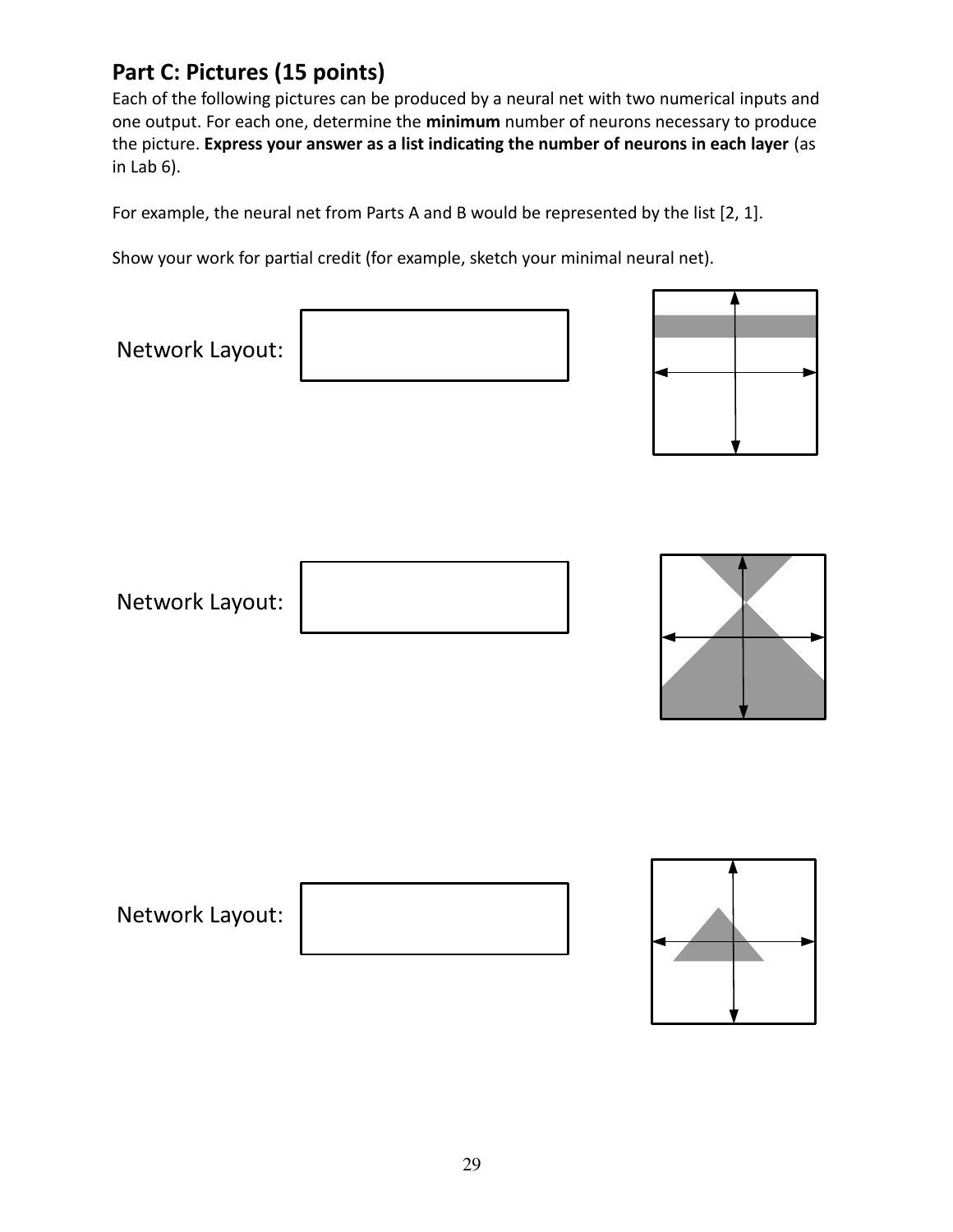## Part C: Pictures (15 points)

Each of the following pictures can be produced by a neural net with two numerical inputs and one output. For each one, determine the **minimum** number of neurons necessary to produce the picture. **Express your answer as a list indicating the number of neurons in each layer** (as in Lab 6).

For example, the neural net from Parts A and B would be represented by the list [2, 1].

Show your work for partial credit (for example, sketch your minimal neural net).

Network Layout:

Network Layout:

Network Layout: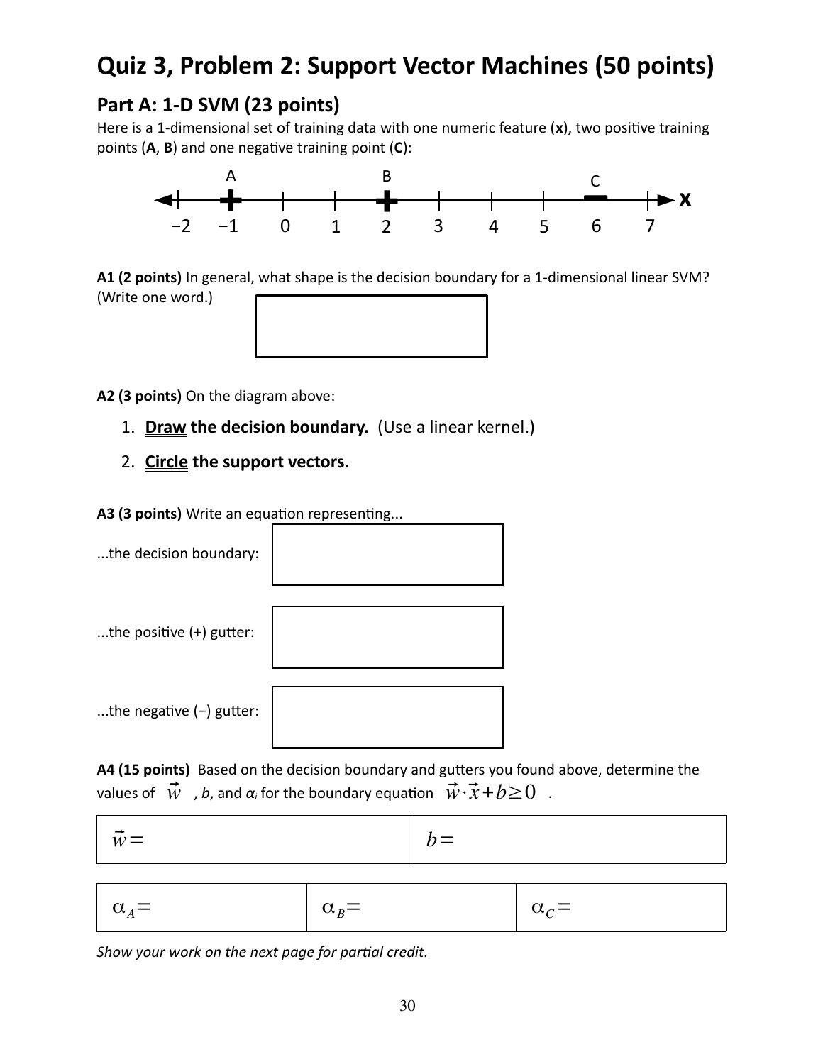# Quiz 3, Problem 2: Support Vector Machines (50 points)

## Part A: 1-D SVM (23 points)

Here is a 1-dimensional set of training data with one numeric feature (**x**), two positive training points (**A**, **B**) and one negative training point (**C**):

A (+) at $x = -1$, B (+) at $x = 2$, C (−) at $x = 6$, on a number line from −2 to 7 labeled **x**.

**A1 (2 points)** In general, what shape is the decision boundary for a 1-dimensional linear SVM? (Write one word.)

**A2 (3 points)** On the diagram above:

1. **Draw the decision boundary.** (Use a linear kernel.)
2. **Circle the support vectors.**

**A3 (3 points)** Write an equation representing...

...the decision boundary:

...the positive (+) gutter:

...the negative (−) gutter:

**A4 (15 points)** Based on the decision boundary and gutters you found above, determine the values of $\vec{w}$, $b$, and $\alpha_i$ for the boundary equation $\vec{w} \cdot \vec{x} + b \geq 0$.

| $\vec{w} =$ | $b =$ |
|---|---|

| $\alpha_A =$ | $\alpha_B =$ | $\alpha_C =$ |
|---|---|---|

*Show your work on the next page for partial credit.*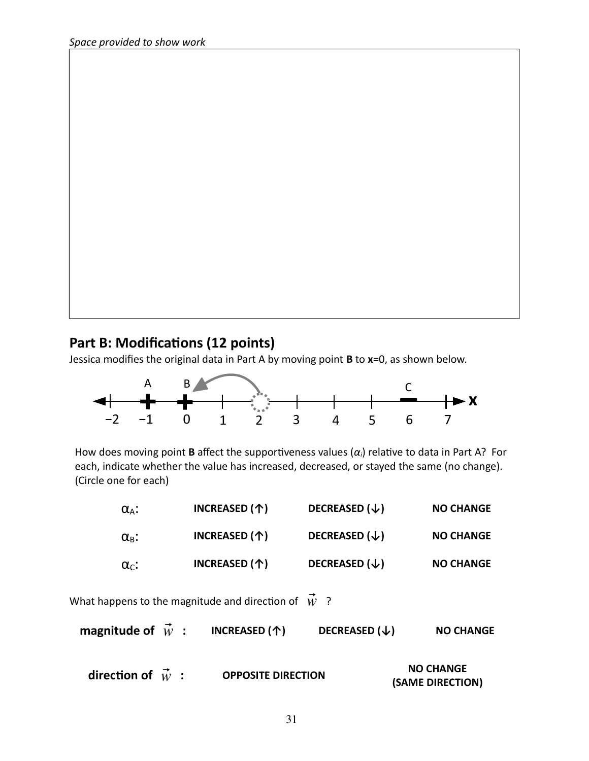*Space provided to show work*

## Part B: Modifications (12 points)

Jessica modifies the original data in Part A by moving point **B** to **x**=0, as shown below.

How does moving point **B** affect the supportiveness values ($\alpha_i$) relative to data in Part A? For each, indicate whether the value has increased, decreased, or stayed the same (no change). (Circle one for each)

| | | | |
|---|---|---|---|
| $\alpha_A$: | **INCREASED (↑)** | **DECREASED (↓)** | **NO CHANGE** |
| $\alpha_B$: | **INCREASED (↑)** | **DECREASED (↓)** | **NO CHANGE** |
| $\alpha_C$: | **INCREASED (↑)** | **DECREASED (↓)** | **NO CHANGE** |

What happens to the magnitude and direction of $\vec{w}$ ?

| | | | |
|---|---|---|---|
| **magnitude of** $\vec{w}$ **:** | **INCREASED (↑)** | **DECREASED (↓)** | **NO CHANGE** |
| **direction of** $\vec{w}$ **:** | **OPPOSITE DIRECTION** | | **NO CHANGE (SAME DIRECTION)** |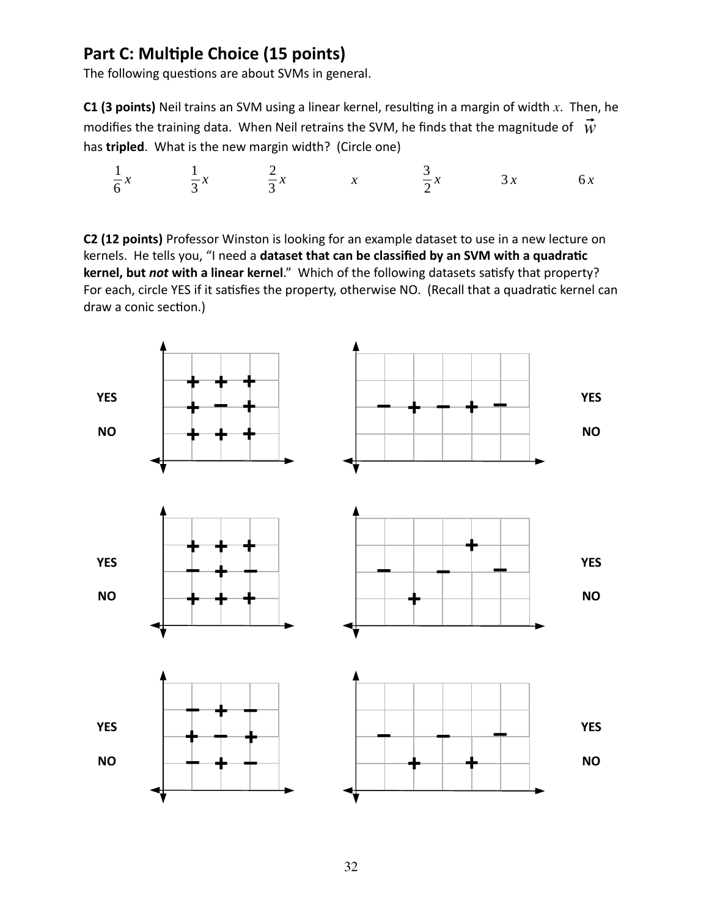## Part C: Multiple Choice (15 points)

The following questions are about SVMs in general.

**C1 (3 points)** Neil trains an SVM using a linear kernel, resulting in a margin of width $x$. Then, he modifies the training data. When Neil retrains the SVM, he finds that the magnitude of $\vec{w}$ has **tripled**. What is the new margin width? (Circle one)

$\frac{1}{6}x$ $\qquad$ $\frac{1}{3}x$ $\qquad$ $\frac{2}{3}x$ $\qquad$ $x$ $\qquad$ $\frac{3}{2}x$ $\qquad$ $3x$ $\qquad$ $6x$

**C2 (12 points)** Professor Winston is looking for an example dataset to use in a new lecture on kernels. He tells you, "I need a **dataset that can be classified by an SVM with a quadratic kernel, but *not* with a linear kernel**." Which of the following datasets satisfy that property? For each, circle YES if it satisfies the property, otherwise NO. (Recall that a quadratic kernel can draw a conic section.)

```
YES   + + +            - + - + -          YES
      + - +
NO    + + +                               NO

      + + +                  +
YES   - + -            -    -    -        YES
      + + +               +
NO                                        NO

      - + -
YES   + - +            -    -    -        YES
      - + -               +    +
NO                                        NO
```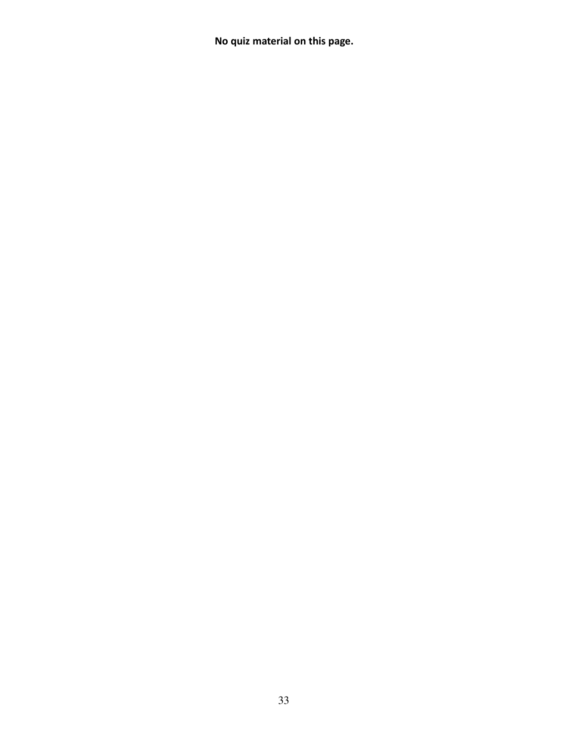**No quiz material on this page.**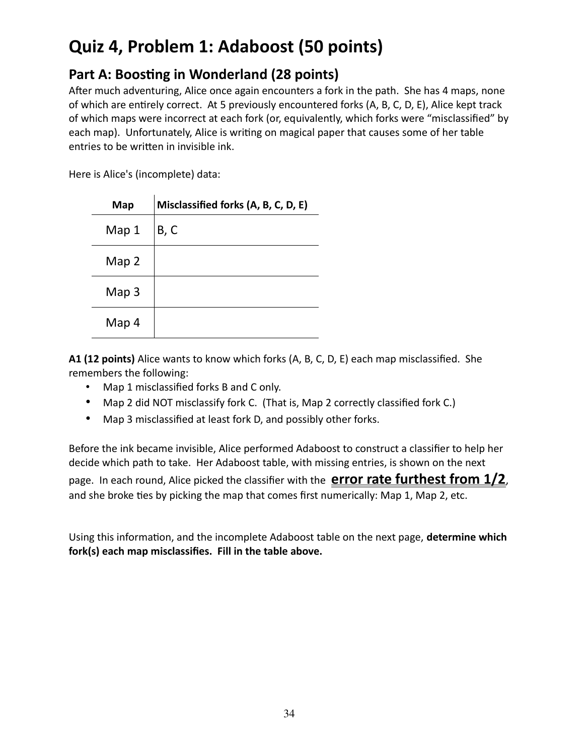# Quiz 4, Problem 1: Adaboost (50 points)

## Part A: Boosting in Wonderland (28 points)

After much adventuring, Alice once again encounters a fork in the path. She has 4 maps, none of which are entirely correct. At 5 previously encountered forks (A, B, C, D, E), Alice kept track of which maps were incorrect at each fork (or, equivalently, which forks were "misclassified" by each map). Unfortunately, Alice is writing on magical paper that causes some of her table entries to be written in invisible ink.

Here is Alice's (incomplete) data:

| Map | Misclassified forks (A, B, C, D, E) |
|---|---|
| Map 1 | B, C |
| Map 2 | |
| Map 3 | |
| Map 4 | |

**A1 (12 points)** Alice wants to know which forks (A, B, C, D, E) each map misclassified. She remembers the following:

- Map 1 misclassified forks B and C only.
- Map 2 did NOT misclassify fork C. (That is, Map 2 correctly classified fork C.)
- Map 3 misclassified at least fork D, and possibly other forks.

Before the ink became invisible, Alice performed Adaboost to construct a classifier to help her decide which path to take. Her Adaboost table, with missing entries, is shown on the next page. In each round, Alice picked the classifier with the **error rate furthest from 1/2**, and she broke ties by picking the map that comes first numerically: Map 1, Map 2, etc.

Using this information, and the incomplete Adaboost table on the next page, **determine which fork(s) each map misclassifies. Fill in the table above.**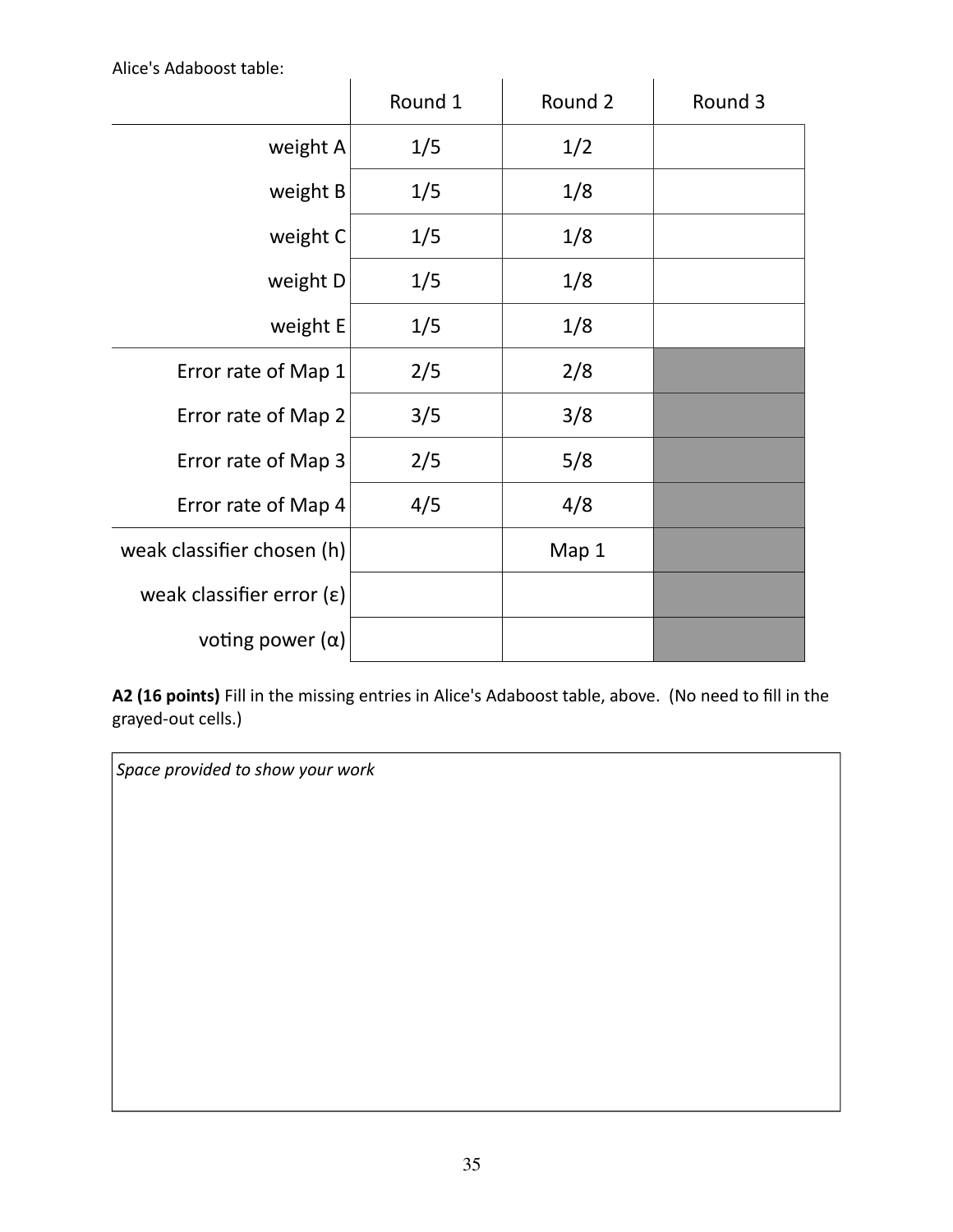Alice's Adaboost table:

| | Round 1 | Round 2 | Round 3 |
|---|---|---|---|
| weight A | 1/5 | 1/2 | |
| weight B | 1/5 | 1/8 | |
| weight C | 1/5 | 1/8 | |
| weight D | 1/5 | 1/8 | |
| weight E | 1/5 | 1/8 | |
| Error rate of Map 1 | 2/5 | 2/8 | |
| Error rate of Map 2 | 3/5 | 3/8 | |
| Error rate of Map 3 | 2/5 | 5/8 | |
| Error rate of Map 4 | 4/5 | 4/8 | |
| weak classifier chosen (h) | | Map 1 | |
| weak classifier error (ε) | | | |
| voting power (α) | | | |

**A2 (16 points)** Fill in the missing entries in Alice's Adaboost table, above. (No need to fill in the grayed-out cells.)

*Space provided to show your work*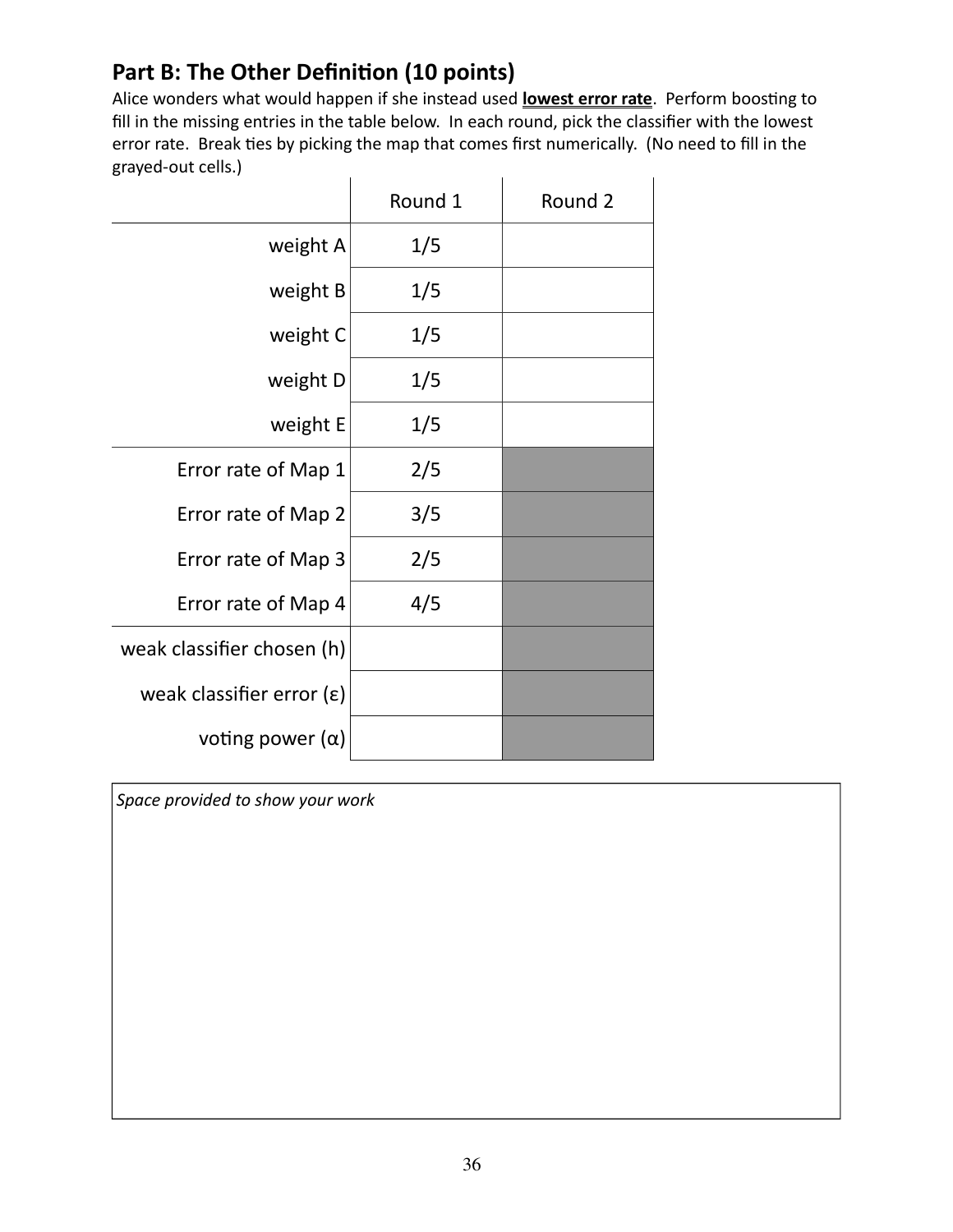## Part B: The Other Definition (10 points)

Alice wonders what would happen if she instead used **lowest error rate**. Perform boosting to fill in the missing entries in the table below. In each round, pick the classifier with the lowest error rate. Break ties by picking the map that comes first numerically. (No need to fill in the grayed-out cells.)

| | Round 1 | Round 2 |
|---|---|---|
| weight A | 1/5 | |
| weight B | 1/5 | |
| weight C | 1/5 | |
| weight D | 1/5 | |
| weight E | 1/5 | |
| Error rate of Map 1 | 2/5 | |
| Error rate of Map 2 | 3/5 | |
| Error rate of Map 3 | 2/5 | |
| Error rate of Map 4 | 4/5 | |
| weak classifier chosen (h) | | |
| weak classifier error (ε) | | |
| voting power (α) | | |

*Space provided to show your work*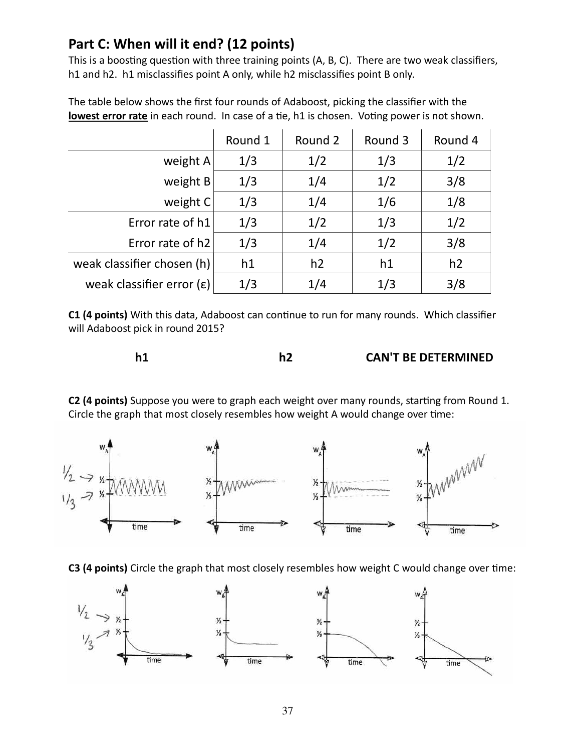## Part C: When will it end? (12 points)

This is a boosting question with three training points (A, B, C). There are two weak classifiers, h1 and h2. h1 misclassifies point A only, while h2 misclassifies point B only.

The table below shows the first four rounds of Adaboost, picking the classifier with the **lowest error rate** in each round. In case of a tie, h1 is chosen. Voting power is not shown.

| | Round 1 | Round 2 | Round 3 | Round 4 |
|---|---|---|---|---|
| weight A | 1/3 | 1/2 | 1/3 | 1/2 |
| weight B | 1/3 | 1/4 | 1/2 | 3/8 |
| weight C | 1/3 | 1/4 | 1/6 | 1/8 |
| Error rate of h1 | 1/3 | 1/2 | 1/3 | 1/2 |
| Error rate of h2 | 1/3 | 1/4 | 1/2 | 3/8 |
| weak classifier chosen (h) | h1 | h2 | h1 | h2 |
| weak classifier error (ε) | 1/3 | 1/4 | 1/3 | 3/8 |

**C1 (4 points)** With this data, Adaboost can continue to run for many rounds. Which classifier will Adaboost pick in round 2015?

**h1** &nbsp;&nbsp;&nbsp;&nbsp;&nbsp;&nbsp;&nbsp;&nbsp; **h2** &nbsp;&nbsp;&nbsp;&nbsp;&nbsp;&nbsp;&nbsp;&nbsp; **CAN'T BE DETERMINED**

**C2 (4 points)** Suppose you were to graph each weight over many rounds, starting from Round 1. Circle the graph that most closely resembles how weight A would change over time:

**C3 (4 points)** Circle the graph that most closely resembles how weight C would change over time: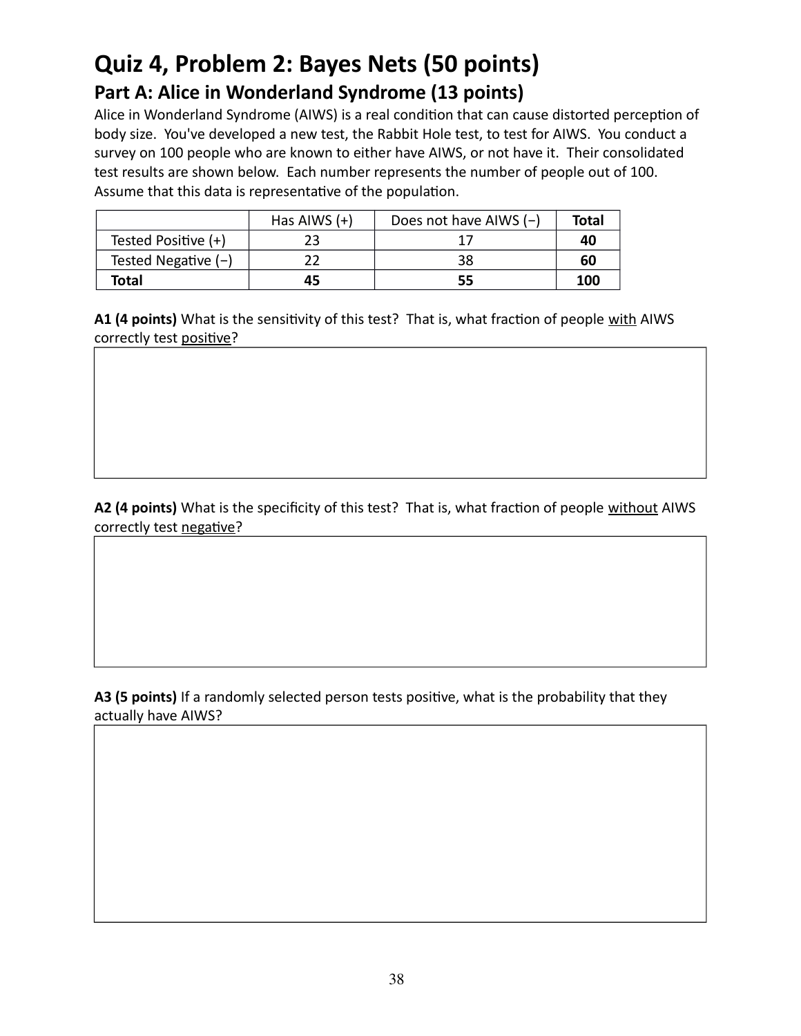# Quiz 4, Problem 2: Bayes Nets (50 points)

## Part A: Alice in Wonderland Syndrome (13 points)

Alice in Wonderland Syndrome (AIWS) is a real condition that can cause distorted perception of body size. You've developed a new test, the Rabbit Hole test, to test for AIWS. You conduct a survey on 100 people who are known to either have AIWS, or not have it. Their consolidated test results are shown below. Each number represents the number of people out of 100. Assume that this data is representative of the population.

| | Has AIWS (+) | Does not have AIWS (−) | **Total** |
|---|---|---|---|
| Tested Positive (+) | 23 | 17 | **40** |
| Tested Negative (−) | 22 | 38 | **60** |
| **Total** | **45** | **55** | **100** |

**A1 (4 points)** What is the sensitivity of this test? That is, what fraction of people with AIWS correctly test positive?

**A2 (4 points)** What is the specificity of this test? That is, what fraction of people without AIWS correctly test negative?

**A3 (5 points)** If a randomly selected person tests positive, what is the probability that they actually have AIWS?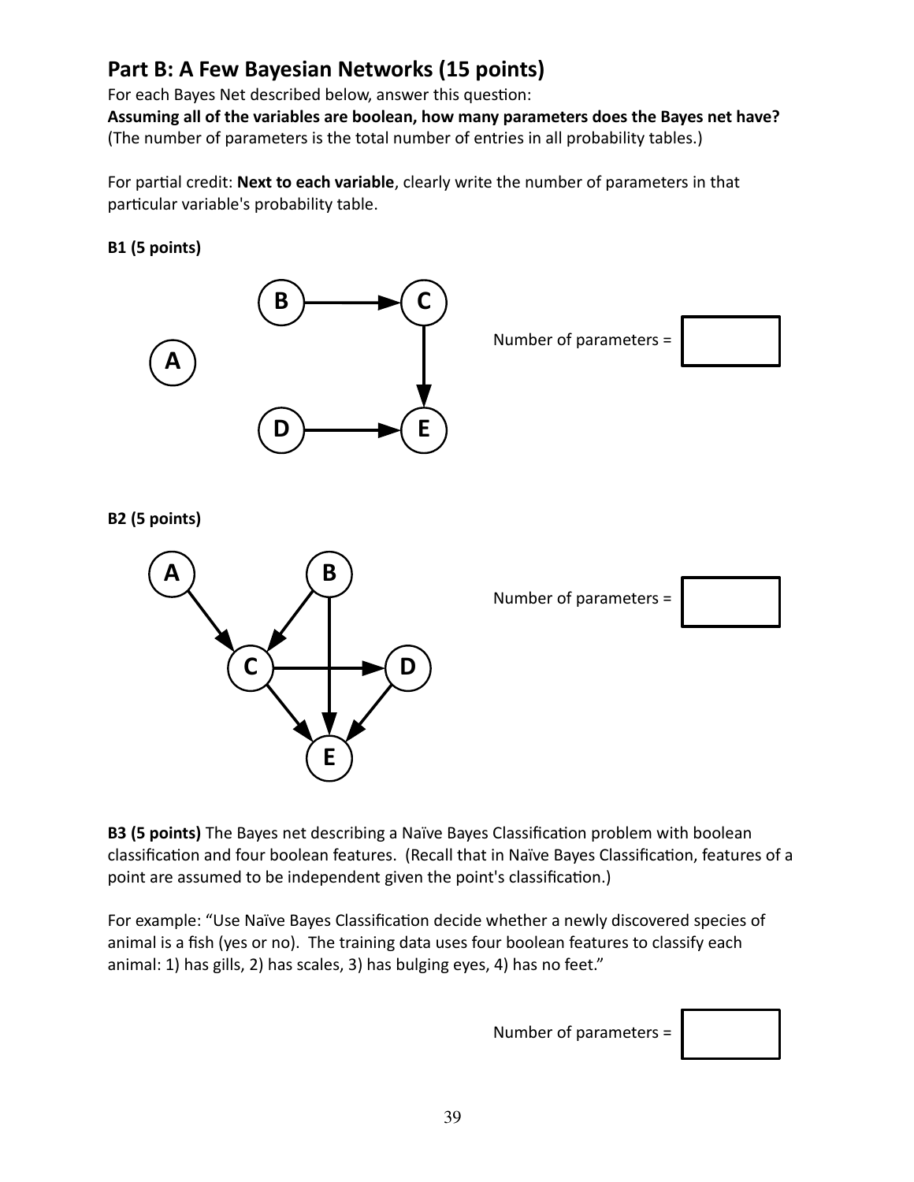## Part B: A Few Bayesian Networks (15 points)

For each Bayes Net described below, answer this question:

**Assuming all of the variables are boolean, how many parameters does the Bayes net have?**

(The number of parameters is the total number of entries in all probability tables.)

For partial credit: **Next to each variable**, clearly write the number of parameters in that particular variable's probability table.

**B1 (5 points)**

Number of parameters =

**B2 (5 points)**

Number of parameters =

**B3 (5 points)** The Bayes net describing a Naïve Bayes Classification problem with boolean classification and four boolean features. (Recall that in Naïve Bayes Classification, features of a point are assumed to be independent given the point's classification.)

For example: "Use Naïve Bayes Classification decide whether a newly discovered species of animal is a fish (yes or no). The training data uses four boolean features to classify each animal: 1) has gills, 2) has scales, 3) has bulging eyes, 4) has no feet."

Number of parameters =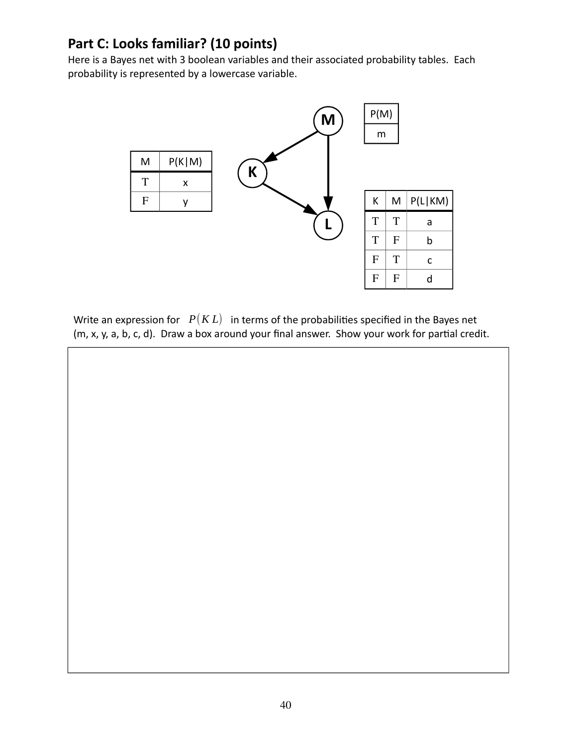## Part C: Looks familiar? (10 points)

Here is a Bayes net with 3 boolean variables and their associated probability tables. Each probability is represented by a lowercase variable.

Bayes net structure: M → K, M → L, K → L

| P(M) |
|---|
| m |

| M | P(K\|M) |
|---|---|
| T | x |
| F | y |

| K | M | P(L\|KM) |
|---|---|---|
| T | T | a |
| T | F | b |
| F | T | c |
| F | F | d |

Write an expression for $P(K\,L)$ in terms of the probabilities specified in the Bayes net (m, x, y, a, b, c, d). Draw a box around your final answer. Show your work for partial credit.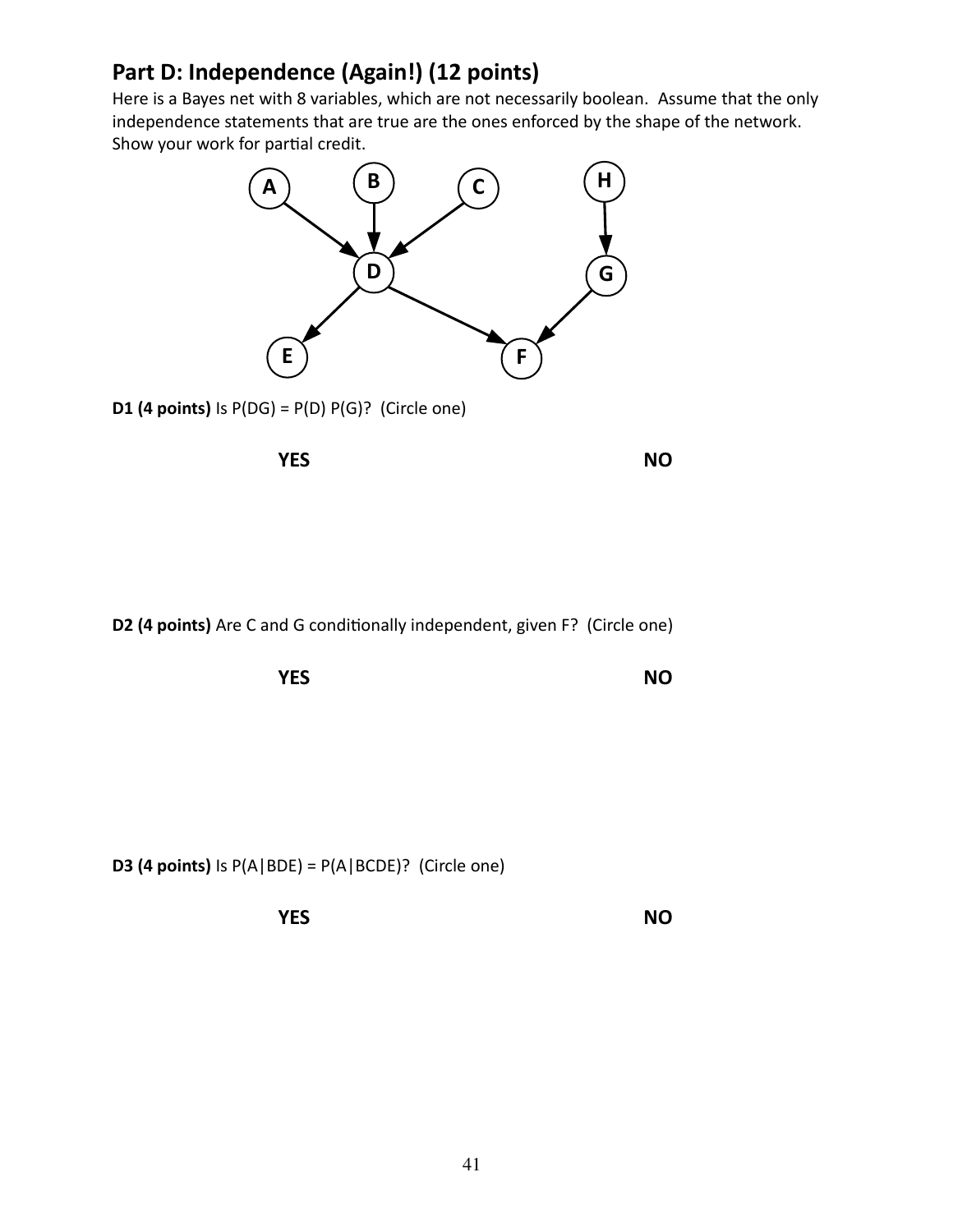## Part D: Independence (Again!) (12 points)

Here is a Bayes net with 8 variables, which are not necessarily boolean. Assume that the only independence statements that are true are the ones enforced by the shape of the network. Show your work for partial credit.

**D1 (4 points)** Is P(DG) = P(D) P(G)? (Circle one)

**YES** **NO**

**D2 (4 points)** Are C and G conditionally independent, given F? (Circle one)

**YES** **NO**

**D3 (4 points)** Is P(A|BDE) = P(A|BCDE)? (Circle one)

**YES** **NO**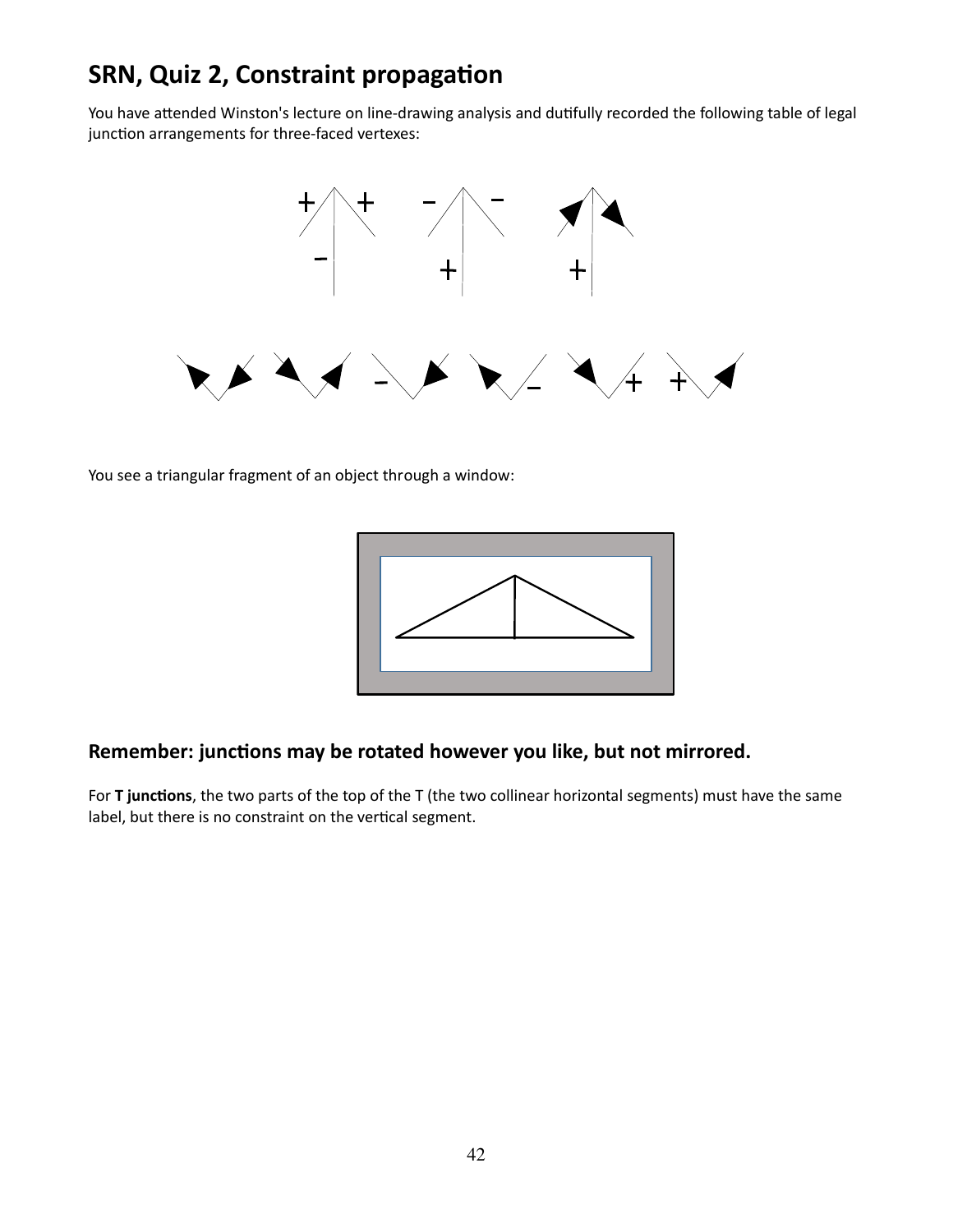## SRN, Quiz 2, Constraint propagation

You have attended Winston's lecture on line-drawing analysis and dutifully recorded the following table of legal junction arrangements for three-faced vertexes:

You see a triangular fragment of an object through a window:

### Remember: junctions may be rotated however you like, but not mirrored.

For **T junctions**, the two parts of the top of the T (the two collinear horizontal segments) must have the same label, but there is no constraint on the vertical segment.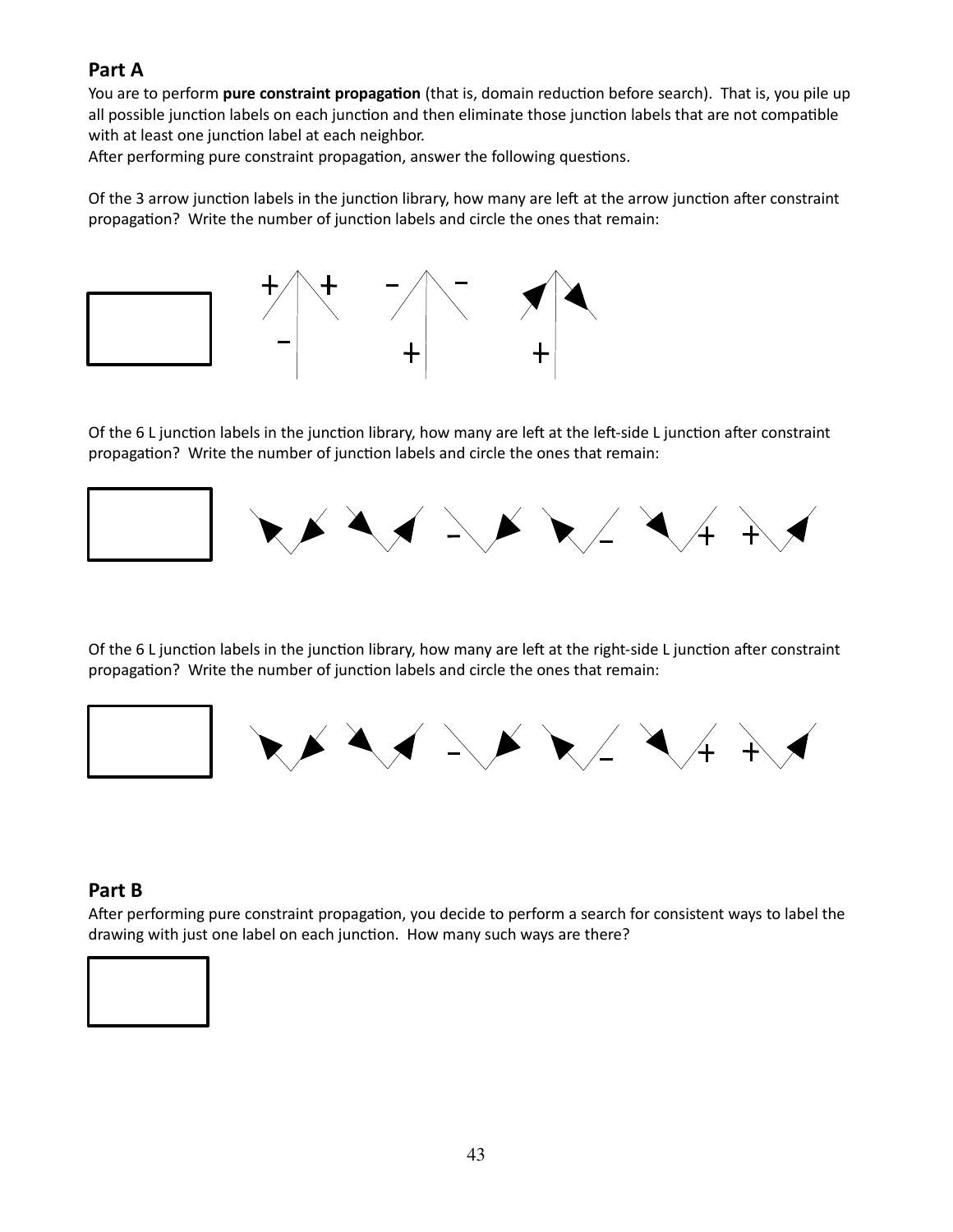## Part A

You are to perform **pure constraint propagation** (that is, domain reduction before search). That is, you pile up all possible junction labels on each junction and then eliminate those junction labels that are not compatible with at least one junction label at each neighbor.

After performing pure constraint propagation, answer the following questions.

Of the 3 arrow junction labels in the junction library, how many are left at the arrow junction after constraint propagation? Write the number of junction labels and circle the ones that remain:

Of the 6 L junction labels in the junction library, how many are left at the left-side L junction after constraint propagation? Write the number of junction labels and circle the ones that remain:

Of the 6 L junction labels in the junction library, how many are left at the right-side L junction after constraint propagation? Write the number of junction labels and circle the ones that remain:

## Part B

After performing pure constraint propagation, you decide to perform a search for consistent ways to label the drawing with just one label on each junction. How many such ways are there?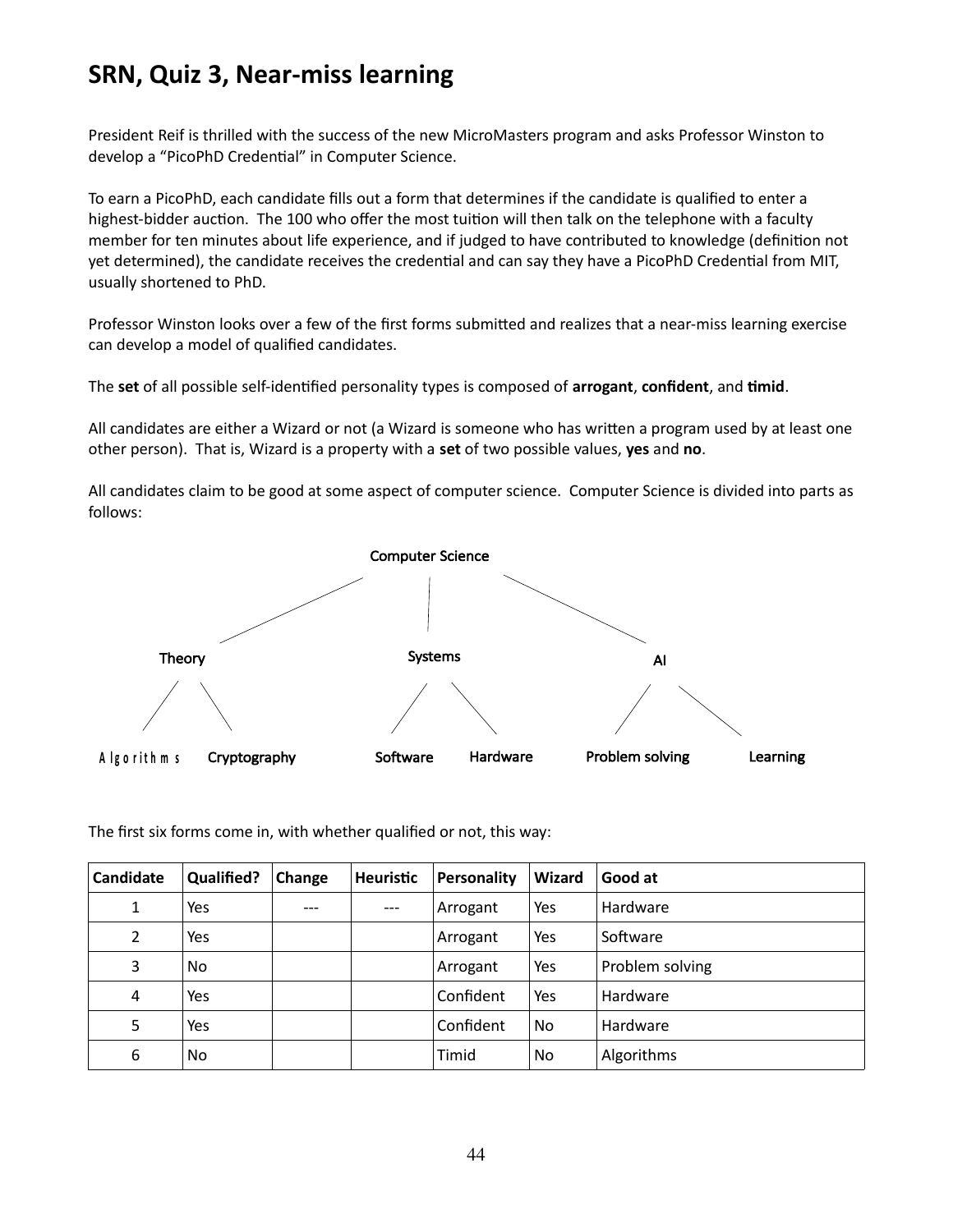# SRN, Quiz 3, Near-miss learning

President Reif is thrilled with the success of the new MicroMasters program and asks Professor Winston to develop a "PicoPhD Credential" in Computer Science.

To earn a PicoPhD, each candidate fills out a form that determines if the candidate is qualified to enter a highest-bidder auction. The 100 who offer the most tuition will then talk on the telephone with a faculty member for ten minutes about life experience, and if judged to have contributed to knowledge (definition not yet determined), the candidate receives the credential and can say they have a PicoPhD Credential from MIT, usually shortened to PhD.

Professor Winston looks over a few of the first forms submitted and realizes that a near-miss learning exercise can develop a model of qualified candidates.

The **set** of all possible self-identified personality types is composed of **arrogant**, **confident**, and **timid**.

All candidates are either a Wizard or not (a Wizard is someone who has written a program used by at least one other person). That is, Wizard is a property with a **set** of two possible values, **yes** and **no**.

All candidates claim to be good at some aspect of computer science. Computer Science is divided into parts as follows:

- Computer Science
  - Theory
    - Algorithms
    - Cryptography
  - Systems
    - Software
    - Hardware
  - AI
    - Problem solving
    - Learning

The first six forms come in, with whether qualified or not, this way:

| Candidate | Qualified? | Change | Heuristic | Personality | Wizard | Good at |
|---|---|---|---|---|---|---|
| 1 | Yes | --- | --- | Arrogant | Yes | Hardware |
| 2 | Yes | | | Arrogant | Yes | Software |
| 3 | No | | | Arrogant | Yes | Problem solving |
| 4 | Yes | | | Confident | Yes | Hardware |
| 5 | Yes | | | Confident | No | Hardware |
| 6 | No | | | Timid | No | Algorithms |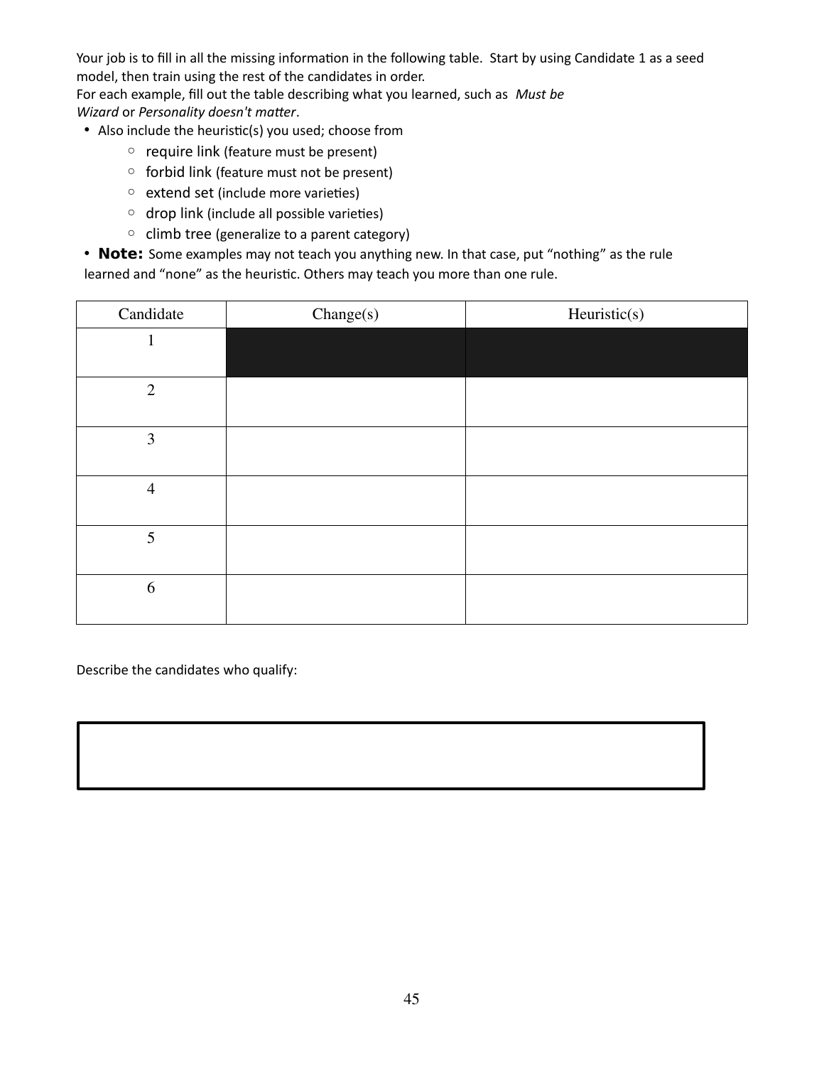Your job is to fill in all the missing information in the following table. Start by using Candidate 1 as a seed model, then train using the rest of the candidates in order.
For each example, fill out the table describing what you learned, such as *Must be Wizard* or *Personality doesn't matter*.

- Also include the heuristic(s) you used; choose from
  - require link (feature must be present)
  - forbid link (feature must not be present)
  - extend set (include more varieties)
  - drop link (include all possible varieties)
  - climb tree (generalize to a parent category)
- **Note:** Some examples may not teach you anything new. In that case, put "nothing" as the rule learned and "none" as the heuristic. Others may teach you more than one rule.

| Candidate | Change(s) | Heuristic(s) |
|---|---|---|
| 1 | | |
| 2 | | |
| 3 | | |
| 4 | | |
| 5 | | |
| 6 | | |

Describe the candidates who qualify: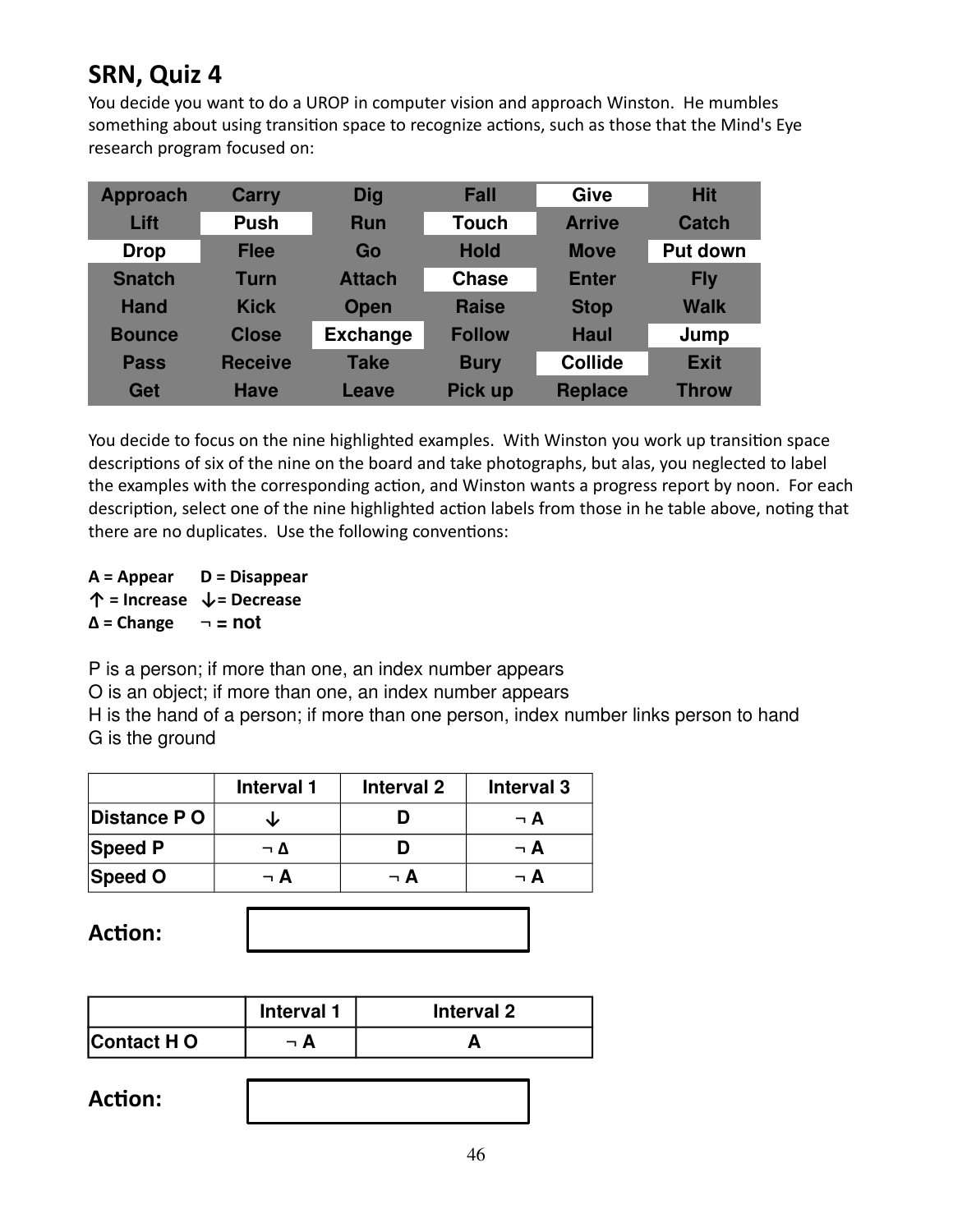## SRN, Quiz 4

You decide you want to do a UROP in computer vision and approach Winston. He mumbles something about using transition space to recognize actions, such as those that the Mind's Eye research program focused on:

| | | | | | |
|---|---|---|---|---|---|
| Approach | Carry | Dig | Fall | **Give** | Hit |
| Lift | **Push** | Run | **Touch** | Arrive | Catch |
| **Drop** | Flee | Go | Hold | Move | **Put down** |
| Snatch | Turn | Attach | **Chase** | Enter | Fly |
| Hand | Kick | Open | Raise | Stop | Walk |
| Bounce | Close | **Exchange** | Follow | Haul | **Jump** |
| Pass | Receive | Take | Bury | **Collide** | Exit |
| Get | Have | Leave | Pick up | Replace | Throw |

You decide to focus on the nine highlighted examples. With Winston you work up transition space descriptions of six of the nine on the board and take photographs, but alas, you neglected to label the examples with the corresponding action, and Winston wants a progress report by noon. For each description, select one of the nine highlighted action labels from those in he table above, noting that there are no duplicates. Use the following conventions:

**A = Appear D = Disappear**
**↑ = Increase ↓= Decrease**
**Δ = Change ¬ = not**

P is a person; if more than one, an index number appears
O is an object; if more than one, an index number appears
H is the hand of a person; if more than one person, index number links person to hand
G is the ground

| | Interval 1 | Interval 2 | Interval 3 |
|---|---|---|---|
| Distance P O | ↓ | D | ¬ A |
| Speed P | ¬ Δ | D | ¬ A |
| Speed O | ¬ A | ¬ A | ¬ A |

**Action:**

| | Interval 1 | Interval 2 |
|---|---|---|
| Contact H O | ¬ A | A |

**Action:**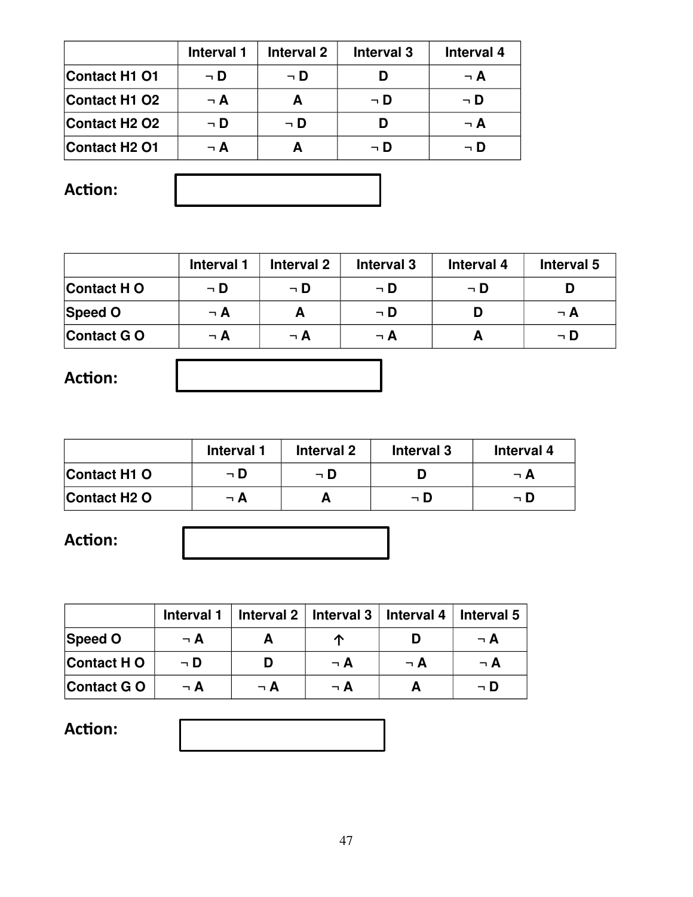| | Interval 1 | Interval 2 | Interval 3 | Interval 4 |
|---|---|---|---|---|
| Contact H1 O1 | ¬ D | ¬ D | D | ¬ A |
| Contact H1 O2 | ¬ A | A | ¬ D | ¬ D |
| Contact H2 O2 | ¬ D | ¬ D | D | ¬ A |
| Contact H2 O1 | ¬ A | A | ¬ D | ¬ D |

**Action:**

| | Interval 1 | Interval 2 | Interval 3 | Interval 4 | Interval 5 |
|---|---|---|---|---|---|
| Contact H O | ¬ D | ¬ D | ¬ D | ¬ D | D |
| Speed O | ¬ A | A | ¬ D | D | ¬ A |
| Contact G O | ¬ A | ¬ A | ¬ A | A | ¬ D |

**Action:**

| | Interval 1 | Interval 2 | Interval 3 | Interval 4 |
|---|---|---|---|---|
| Contact H1 O | ¬ D | ¬ D | D | ¬ A |
| Contact H2 O | ¬ A | A | ¬ D | ¬ D |

**Action:**

| | Interval 1 | Interval 2 | Interval 3 | Interval 4 | Interval 5 |
|---|---|---|---|---|---|
| Speed O | ¬ A | A | ↑ | D | ¬ A |
| Contact H O | ¬ D | D | ¬ A | ¬ A | ¬ A |
| Contact G O | ¬ A | ¬ A | ¬ A | A | ¬ D |

**Action:**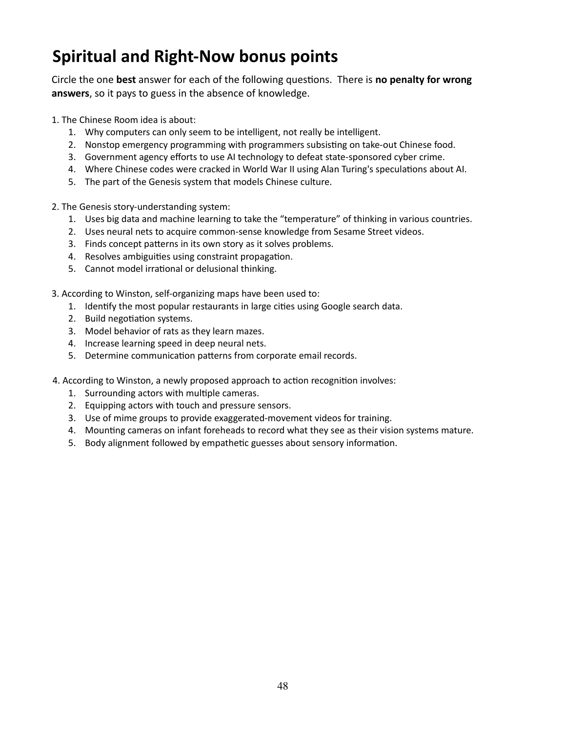# Spiritual and Right-Now bonus points

Circle the one **best** answer for each of the following questions. There is **no penalty for wrong answers**, so it pays to guess in the absence of knowledge.

1. The Chinese Room idea is about:
   1. Why computers can only seem to be intelligent, not really be intelligent.
   2. Nonstop emergency programming with programmers subsisting on take-out Chinese food.
   3. Government agency efforts to use AI technology to defeat state-sponsored cyber crime.
   4. Where Chinese codes were cracked in World War II using Alan Turing's speculations about AI.
   5. The part of the Genesis system that models Chinese culture.

2. The Genesis story-understanding system:
   1. Uses big data and machine learning to take the "temperature" of thinking in various countries.
   2. Uses neural nets to acquire common-sense knowledge from Sesame Street videos.
   3. Finds concept patterns in its own story as it solves problems.
   4. Resolves ambiguities using constraint propagation.
   5. Cannot model irrational or delusional thinking.

3. According to Winston, self-organizing maps have been used to:
   1. Identify the most popular restaurants in large cities using Google search data.
   2. Build negotiation systems.
   3. Model behavior of rats as they learn mazes.
   4. Increase learning speed in deep neural nets.
   5. Determine communication patterns from corporate email records.

4. According to Winston, a newly proposed approach to action recognition involves:
   1. Surrounding actors with multiple cameras.
   2. Equipping actors with touch and pressure sensors.
   3. Use of mime groups to provide exaggerated-movement videos for training.
   4. Mounting cameras on infant foreheads to record what they see as their vision systems mature.
   5. Body alignment followed by empathetic guesses about sensory information.